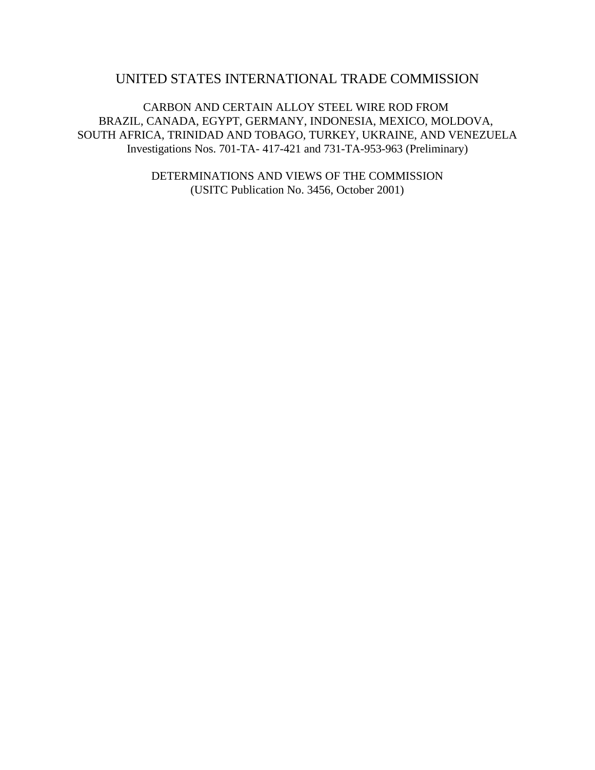# UNITED STATES INTERNATIONAL TRADE COMMISSION

CARBON AND CERTAIN ALLOY STEEL WIRE ROD FROM
BRAZIL, CANADA, EGYPT, GERMANY, INDONESIA, MEXICO, MOLDOVA,
SOUTH AFRICA, TRINIDAD AND TOBAGO, TURKEY, UKRAINE, AND VENEZUELA
Investigations Nos. 701-TA- 417-421 and 731-TA-953-963 (Preliminary)

DETERMINATIONS AND VIEWS OF THE COMMISSION
(USITC Publication No. 3456, October 2001)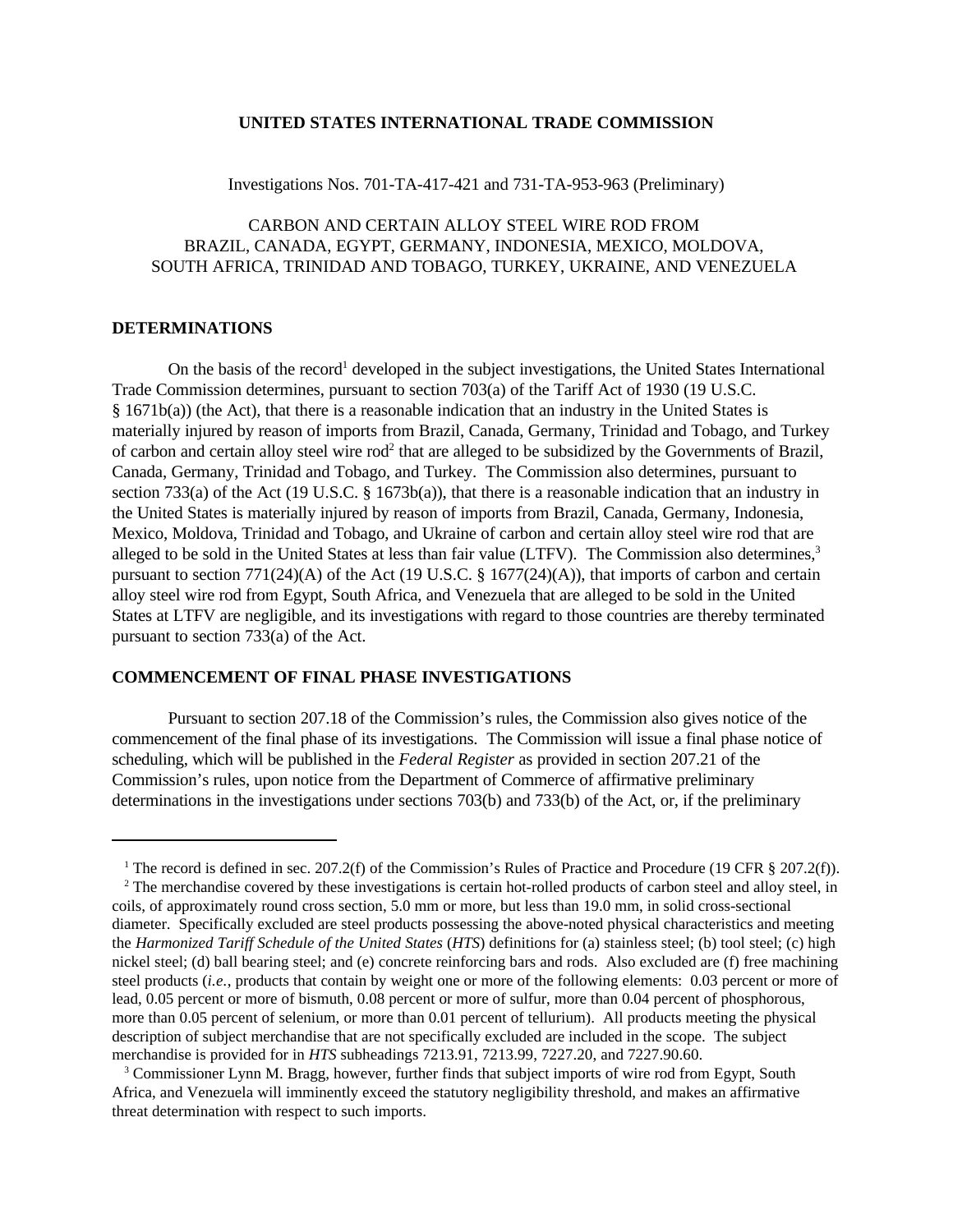**UNITED STATES INTERNATIONAL TRADE COMMISSION**

Investigations Nos. 701-TA-417-421 and 731-TA-953-963 (Preliminary)

CARBON AND CERTAIN ALLOY STEEL WIRE ROD FROM
BRAZIL, CANADA, EGYPT, GERMANY, INDONESIA, MEXICO, MOLDOVA,
SOUTH AFRICA, TRINIDAD AND TOBAGO, TURKEY, UKRAINE, AND VENEZUELA

## DETERMINATIONS

On the basis of the record[1] developed in the subject investigations, the United States International Trade Commission determines, pursuant to section 703(a) of the Tariff Act of 1930 (19 U.S.C. § 1671b(a)) (the Act), that there is a reasonable indication that an industry in the United States is materially injured by reason of imports from Brazil, Canada, Germany, Trinidad and Tobago, and Turkey of carbon and certain alloy steel wire rod[2] that are alleged to be subsidized by the Governments of Brazil, Canada, Germany, Trinidad and Tobago, and Turkey. The Commission also determines, pursuant to section 733(a) of the Act (19 U.S.C. § 1673b(a)), that there is a reasonable indication that an industry in the United States is materially injured by reason of imports from Brazil, Canada, Germany, Indonesia, Mexico, Moldova, Trinidad and Tobago, and Ukraine of carbon and certain alloy steel wire rod that are alleged to be sold in the United States at less than fair value (LTFV). The Commission also determines,[3] pursuant to section 771(24)(A) of the Act (19 U.S.C. § 1677(24)(A)), that imports of carbon and certain alloy steel wire rod from Egypt, South Africa, and Venezuela that are alleged to be sold in the United States at LTFV are negligible, and its investigations with regard to those countries are thereby terminated pursuant to section 733(a) of the Act.

## COMMENCEMENT OF FINAL PHASE INVESTIGATIONS

Pursuant to section 207.18 of the Commission's rules, the Commission also gives notice of the commencement of the final phase of its investigations. The Commission will issue a final phase notice of scheduling, which will be published in the *Federal Register* as provided in section 207.21 of the Commission's rules, upon notice from the Department of Commerce of affirmative preliminary determinations in the investigations under sections 703(b) and 733(b) of the Act, or, if the preliminary

---

[1] The record is defined in sec. 207.2(f) of the Commission's Rules of Practice and Procedure (19 CFR § 207.2(f)).

[2] The merchandise covered by these investigations is certain hot-rolled products of carbon steel and alloy steel, in coils, of approximately round cross section, 5.0 mm or more, but less than 19.0 mm, in solid cross-sectional diameter. Specifically excluded are steel products possessing the above-noted physical characteristics and meeting the *Harmonized Tariff Schedule of the United States* (*HTS*) definitions for (a) stainless steel; (b) tool steel; (c) high nickel steel; (d) ball bearing steel; and (e) concrete reinforcing bars and rods. Also excluded are (f) free machining steel products (*i.e.*, products that contain by weight one or more of the following elements: 0.03 percent or more of lead, 0.05 percent or more of bismuth, 0.08 percent or more of sulfur, more than 0.04 percent of phosphorous, more than 0.05 percent of selenium, or more than 0.01 percent of tellurium). All products meeting the physical description of subject merchandise that are not specifically excluded are included in the scope. The subject merchandise is provided for in *HTS* subheadings 7213.91, 7213.99, 7227.20, and 7227.90.60.

[3] Commissioner Lynn M. Bragg, however, further finds that subject imports of wire rod from Egypt, South Africa, and Venezuela will imminently exceed the statutory negligibility threshold, and makes an affirmative threat determination with respect to such imports.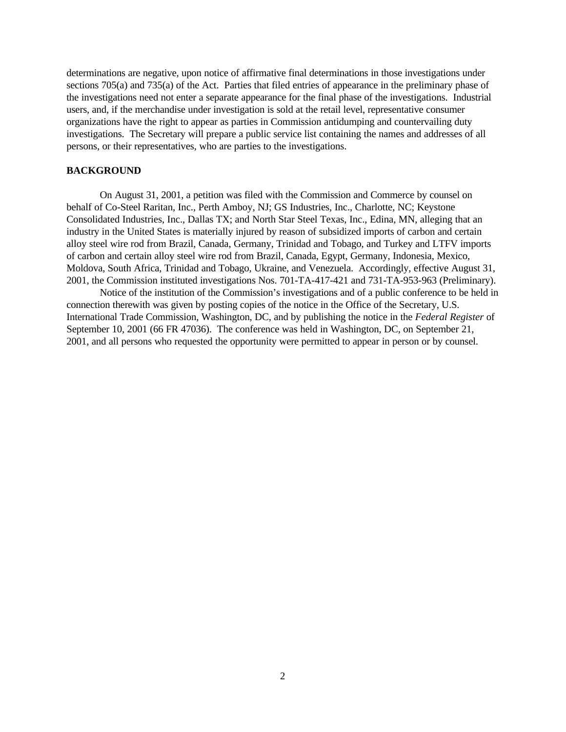determinations are negative, upon notice of affirmative final determinations in those investigations under sections 705(a) and 735(a) of the Act. Parties that filed entries of appearance in the preliminary phase of the investigations need not enter a separate appearance for the final phase of the investigations. Industrial users, and, if the merchandise under investigation is sold at the retail level, representative consumer organizations have the right to appear as parties in Commission antidumping and countervailing duty investigations. The Secretary will prepare a public service list containing the names and addresses of all persons, or their representatives, who are parties to the investigations.

**BACKGROUND**

On August 31, 2001, a petition was filed with the Commission and Commerce by counsel on behalf of Co-Steel Raritan, Inc., Perth Amboy, NJ; GS Industries, Inc., Charlotte, NC; Keystone Consolidated Industries, Inc., Dallas TX; and North Star Steel Texas, Inc., Edina, MN, alleging that an industry in the United States is materially injured by reason of subsidized imports of carbon and certain alloy steel wire rod from Brazil, Canada, Germany, Trinidad and Tobago, and Turkey and LTFV imports of carbon and certain alloy steel wire rod from Brazil, Canada, Egypt, Germany, Indonesia, Mexico, Moldova, South Africa, Trinidad and Tobago, Ukraine, and Venezuela. Accordingly, effective August 31, 2001, the Commission instituted investigations Nos. 701-TA-417-421 and 731-TA-953-963 (Preliminary).

Notice of the institution of the Commission's investigations and of a public conference to be held in connection therewith was given by posting copies of the notice in the Office of the Secretary, U.S. International Trade Commission, Washington, DC, and by publishing the notice in the *Federal Register* of September 10, 2001 (66 FR 47036). The conference was held in Washington, DC, on September 21, 2001, and all persons who requested the opportunity were permitted to appear in person or by counsel.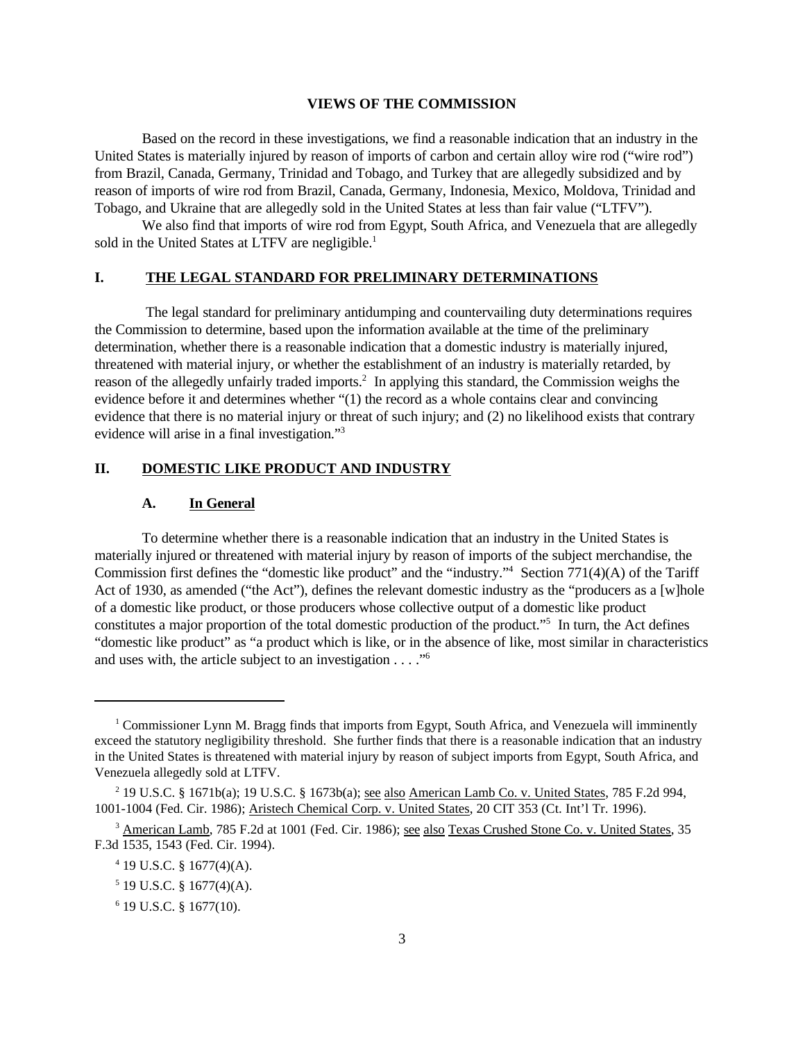## VIEWS OF THE COMMISSION

Based on the record in these investigations, we find a reasonable indication that an industry in the United States is materially injured by reason of imports of carbon and certain alloy wire rod ("wire rod") from Brazil, Canada, Germany, Trinidad and Tobago, and Turkey that are allegedly subsidized and by reason of imports of wire rod from Brazil, Canada, Germany, Indonesia, Mexico, Moldova, Trinidad and Tobago, and Ukraine that are allegedly sold in the United States at less than fair value ("LTFV").

We also find that imports of wire rod from Egypt, South Africa, and Venezuela that are allegedly sold in the United States at LTFV are negligible.[1]

## I. THE LEGAL STANDARD FOR PRELIMINARY DETERMINATIONS

The legal standard for preliminary antidumping and countervailing duty determinations requires the Commission to determine, based upon the information available at the time of the preliminary determination, whether there is a reasonable indication that a domestic industry is materially injured, threatened with material injury, or whether the establishment of an industry is materially retarded, by reason of the allegedly unfairly traded imports.[2] In applying this standard, the Commission weighs the evidence before it and determines whether "(1) the record as a whole contains clear and convincing evidence that there is no material injury or threat of such injury; and (2) no likelihood exists that contrary evidence will arise in a final investigation."[3]

## II. DOMESTIC LIKE PRODUCT AND INDUSTRY

### A. In General

To determine whether there is a reasonable indication that an industry in the United States is materially injured or threatened with material injury by reason of imports of the subject merchandise, the Commission first defines the "domestic like product" and the "industry."[4] Section 771(4)(A) of the Tariff Act of 1930, as amended ("the Act"), defines the relevant domestic industry as the "producers as a [w]hole of a domestic like product, or those producers whose collective output of a domestic like product constitutes a major proportion of the total domestic production of the product."[5] In turn, the Act defines "domestic like product" as "a product which is like, or in the absence of like, most similar in characteristics and uses with, the article subject to an investigation . . . ."[6]

---

[1] Commissioner Lynn M. Bragg finds that imports from Egypt, South Africa, and Venezuela will imminently exceed the statutory negligibility threshold. She further finds that there is a reasonable indication that an industry in the United States is threatened with material injury by reason of subject imports from Egypt, South Africa, and Venezuela allegedly sold at LTFV.

[2] 19 U.S.C. § 1671b(a); 19 U.S.C. § 1673b(a); see also American Lamb Co. v. United States, 785 F.2d 994, 1001-1004 (Fed. Cir. 1986); Aristech Chemical Corp. v. United States, 20 CIT 353 (Ct. Int'l Tr. 1996).

[3] American Lamb, 785 F.2d at 1001 (Fed. Cir. 1986); see also Texas Crushed Stone Co. v. United States, 35 F.3d 1535, 1543 (Fed. Cir. 1994).

[4] 19 U.S.C. § 1677(4)(A).

[5] 19 U.S.C. § 1677(4)(A).

[6] 19 U.S.C. § 1677(10).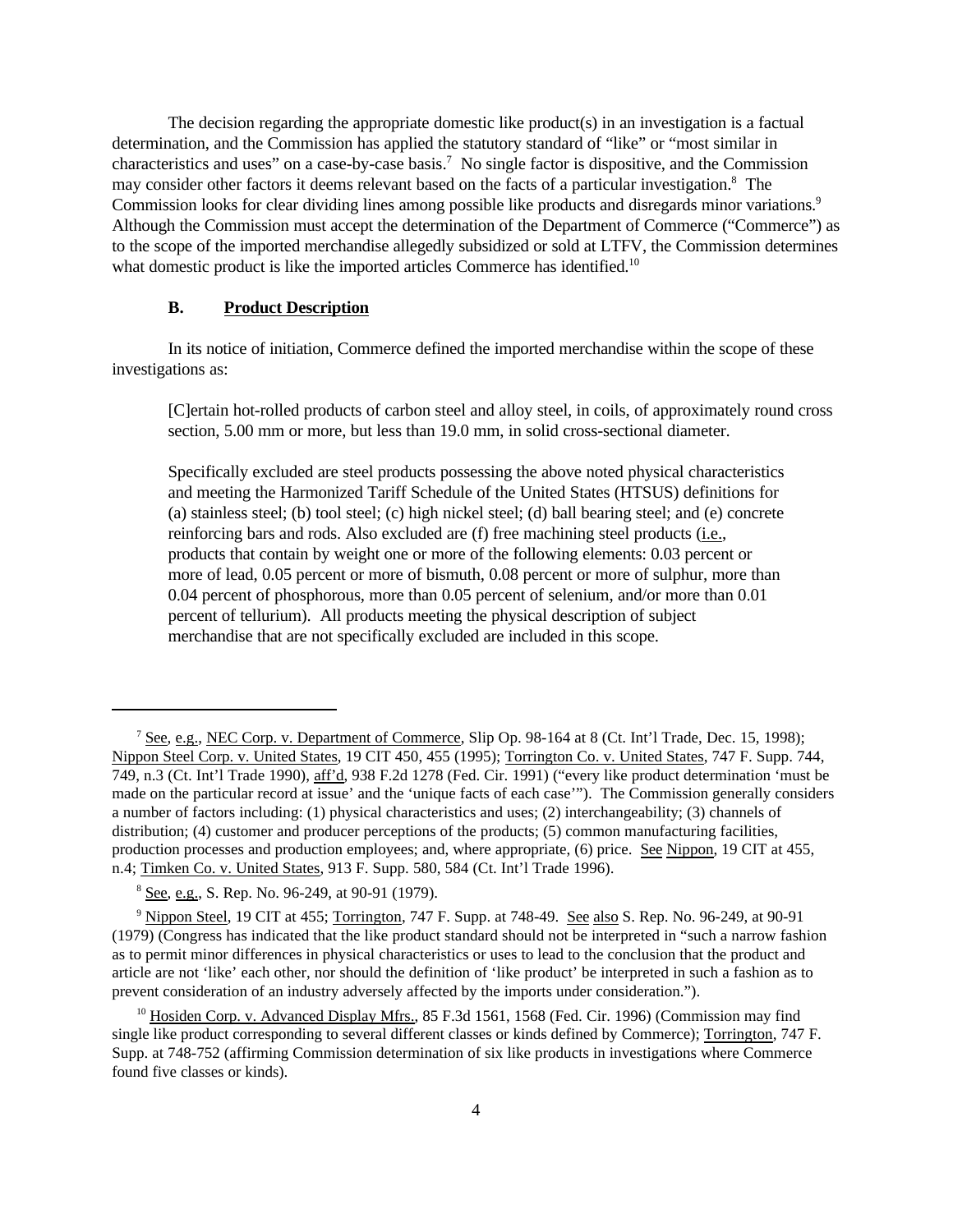The decision regarding the appropriate domestic like product(s) in an investigation is a factual determination, and the Commission has applied the statutory standard of "like" or "most similar in characteristics and uses" on a case-by-case basis.[7] No single factor is dispositive, and the Commission may consider other factors it deems relevant based on the facts of a particular investigation.[8] The Commission looks for clear dividing lines among possible like products and disregards minor variations.[9] Although the Commission must accept the determination of the Department of Commerce ("Commerce") as to the scope of the imported merchandise allegedly subsidized or sold at LTFV, the Commission determines what domestic product is like the imported articles Commerce has identified.[10]

### B. Product Description

In its notice of initiation, Commerce defined the imported merchandise within the scope of these investigations as:

> [C]ertain hot-rolled products of carbon steel and alloy steel, in coils, of approximately round cross section, 5.00 mm or more, but less than 19.0 mm, in solid cross-sectional diameter.
>
> Specifically excluded are steel products possessing the above noted physical characteristics and meeting the Harmonized Tariff Schedule of the United States (HTSUS) definitions for (a) stainless steel; (b) tool steel; (c) high nickel steel; (d) ball bearing steel; and (e) concrete reinforcing bars and rods. Also excluded are (f) free machining steel products (i.e., products that contain by weight one or more of the following elements: 0.03 percent or more of lead, 0.05 percent or more of bismuth, 0.08 percent or more of sulphur, more than 0.04 percent of phosphorous, more than 0.05 percent of selenium, and/or more than 0.01 percent of tellurium). All products meeting the physical description of subject merchandise that are not specifically excluded are included in this scope.

---

[7] See, e.g., NEC Corp. v. Department of Commerce, Slip Op. 98-164 at 8 (Ct. Int'l Trade, Dec. 15, 1998); Nippon Steel Corp. v. United States, 19 CIT 450, 455 (1995); Torrington Co. v. United States, 747 F. Supp. 744, 749, n.3 (Ct. Int'l Trade 1990), aff'd, 938 F.2d 1278 (Fed. Cir. 1991) ("every like product determination 'must be made on the particular record at issue' and the 'unique facts of each case'"). The Commission generally considers a number of factors including: (1) physical characteristics and uses; (2) interchangeability; (3) channels of distribution; (4) customer and producer perceptions of the products; (5) common manufacturing facilities, production processes and production employees; and, where appropriate, (6) price. See Nippon, 19 CIT at 455, n.4; Timken Co. v. United States, 913 F. Supp. 580, 584 (Ct. Int'l Trade 1996).

[8] See, e.g., S. Rep. No. 96-249, at 90-91 (1979).

[9] Nippon Steel, 19 CIT at 455; Torrington, 747 F. Supp. at 748-49. See also S. Rep. No. 96-249, at 90-91 (1979) (Congress has indicated that the like product standard should not be interpreted in "such a narrow fashion as to permit minor differences in physical characteristics or uses to lead to the conclusion that the product and article are not 'like' each other, nor should the definition of 'like product' be interpreted in such a fashion as to prevent consideration of an industry adversely affected by the imports under consideration.").

[10] Hosiden Corp. v. Advanced Display Mfrs., 85 F.3d 1561, 1568 (Fed. Cir. 1996) (Commission may find single like product corresponding to several different classes or kinds defined by Commerce); Torrington, 747 F. Supp. at 748-752 (affirming Commission determination of six like products in investigations where Commerce found five classes or kinds).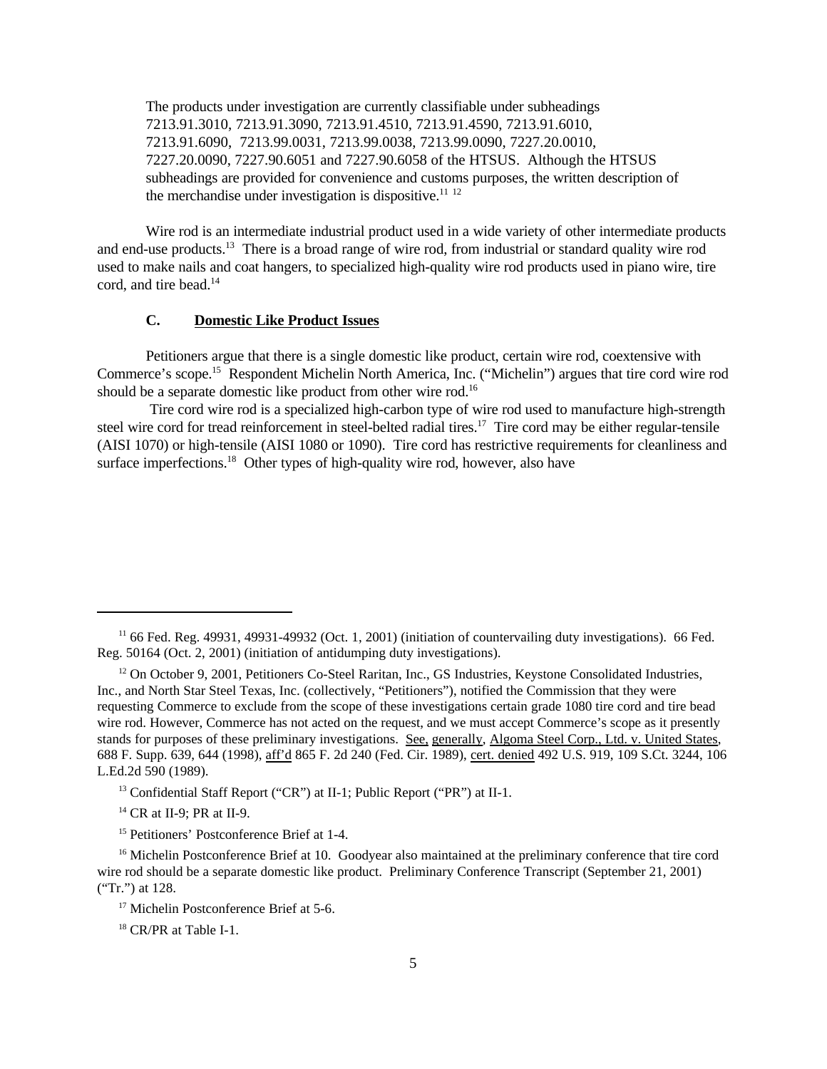The products under investigation are currently classifiable under subheadings 7213.91.3010, 7213.91.3090, 7213.91.4510, 7213.91.4590, 7213.91.6010, 7213.91.6090, 7213.99.0031, 7213.99.0038, 7213.99.0090, 7227.20.0010, 7227.20.0090, 7227.90.6051 and 7227.90.6058 of the HTSUS. Although the HTSUS subheadings are provided for convenience and customs purposes, the written description of the merchandise under investigation is dispositive.[11] [12]

Wire rod is an intermediate industrial product used in a wide variety of other intermediate products and end-use products.[13] There is a broad range of wire rod, from industrial or standard quality wire rod used to make nails and coat hangers, to specialized high-quality wire rod products used in piano wire, tire cord, and tire bead.[14]

### C. Domestic Like Product Issues

Petitioners argue that there is a single domestic like product, certain wire rod, coextensive with Commerce's scope.[15] Respondent Michelin North America, Inc. ("Michelin") argues that tire cord wire rod should be a separate domestic like product from other wire rod.[16]

Tire cord wire rod is a specialized high-carbon type of wire rod used to manufacture high-strength steel wire cord for tread reinforcement in steel-belted radial tires.[17] Tire cord may be either regular-tensile (AISI 1070) or high-tensile (AISI 1080 or 1090). Tire cord has restrictive requirements for cleanliness and surface imperfections.[18] Other types of high-quality wire rod, however, also have

---

[11] 66 Fed. Reg. 49931, 49931-49932 (Oct. 1, 2001) (initiation of countervailing duty investigations). 66 Fed. Reg. 50164 (Oct. 2, 2001) (initiation of antidumping duty investigations).

[12] On October 9, 2001, Petitioners Co-Steel Raritan, Inc., GS Industries, Keystone Consolidated Industries, Inc., and North Star Steel Texas, Inc. (collectively, "Petitioners"), notified the Commission that they were requesting Commerce to exclude from the scope of these investigations certain grade 1080 tire cord and tire bead wire rod. However, Commerce has not acted on the request, and we must accept Commerce's scope as it presently stands for purposes of these preliminary investigations. See, generally, Algoma Steel Corp., Ltd. v. United States, 688 F. Supp. 639, 644 (1998), aff'd 865 F. 2d 240 (Fed. Cir. 1989), cert. denied 492 U.S. 919, 109 S.Ct. 3244, 106 L.Ed.2d 590 (1989).

[13] Confidential Staff Report ("CR") at II-1; Public Report ("PR") at II-1.

[14] CR at II-9; PR at II-9.

[15] Petitioners' Postconference Brief at 1-4.

[16] Michelin Postconference Brief at 10. Goodyear also maintained at the preliminary conference that tire cord wire rod should be a separate domestic like product. Preliminary Conference Transcript (September 21, 2001) ("Tr.") at 128.

[17] Michelin Postconference Brief at 5-6.

[18] CR/PR at Table I-1.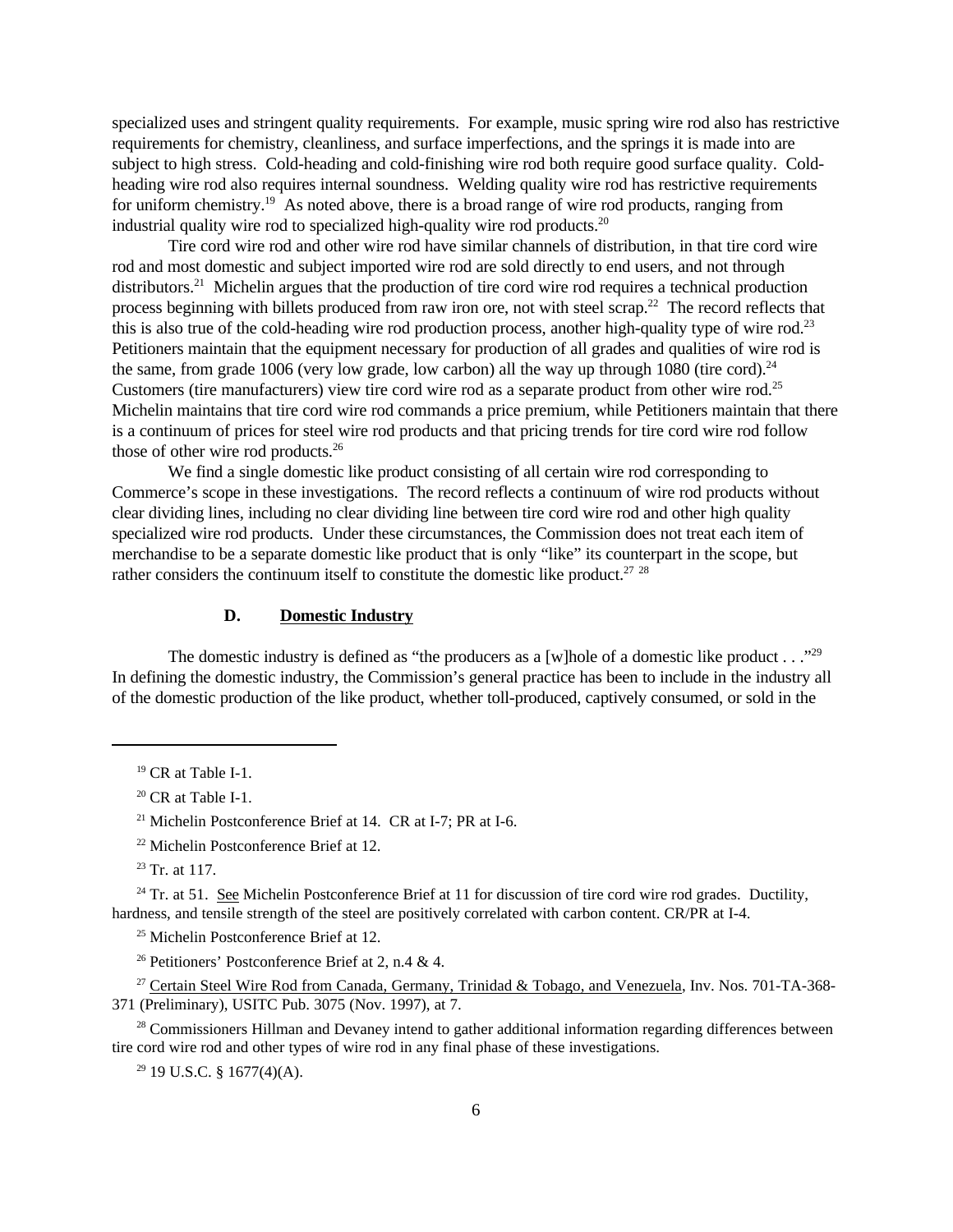specialized uses and stringent quality requirements. For example, music spring wire rod also has restrictive requirements for chemistry, cleanliness, and surface imperfections, and the springs it is made into are subject to high stress. Cold-heading and cold-finishing wire rod both require good surface quality. Cold-heading wire rod also requires internal soundness. Welding quality wire rod has restrictive requirements for uniform chemistry.[19] As noted above, there is a broad range of wire rod products, ranging from industrial quality wire rod to specialized high-quality wire rod products.[20]

Tire cord wire rod and other wire rod have similar channels of distribution, in that tire cord wire rod and most domestic and subject imported wire rod are sold directly to end users, and not through distributors.[21] Michelin argues that the production of tire cord wire rod requires a technical production process beginning with billets produced from raw iron ore, not with steel scrap.[22] The record reflects that this is also true of the cold-heading wire rod production process, another high-quality type of wire rod.[23] Petitioners maintain that the equipment necessary for production of all grades and qualities of wire rod is the same, from grade 1006 (very low grade, low carbon) all the way up through 1080 (tire cord).[24] Customers (tire manufacturers) view tire cord wire rod as a separate product from other wire rod.[25] Michelin maintains that tire cord wire rod commands a price premium, while Petitioners maintain that there is a continuum of prices for steel wire rod products and that pricing trends for tire cord wire rod follow those of other wire rod products.[26]

We find a single domestic like product consisting of all certain wire rod corresponding to Commerce's scope in these investigations. The record reflects a continuum of wire rod products without clear dividing lines, including no clear dividing line between tire cord wire rod and other high quality specialized wire rod products. Under these circumstances, the Commission does not treat each item of merchandise to be a separate domestic like product that is only "like" its counterpart in the scope, but rather considers the continuum itself to constitute the domestic like product.[27] [28]

### D. Domestic Industry

The domestic industry is defined as "the producers as a [w]hole of a domestic like product . . ."[29] In defining the domestic industry, the Commission's general practice has been to include in the industry all of the domestic production of the like product, whether toll-produced, captively consumed, or sold in the

---

[19] CR at Table I-1.

[20] CR at Table I-1.

[21] Michelin Postconference Brief at 14. CR at I-7; PR at I-6.

[22] Michelin Postconference Brief at 12.

[23] Tr. at 117.

[24] Tr. at 51. See Michelin Postconference Brief at 11 for discussion of tire cord wire rod grades. Ductility, hardness, and tensile strength of the steel are positively correlated with carbon content. CR/PR at I-4.

[25] Michelin Postconference Brief at 12.

[26] Petitioners' Postconference Brief at 2, n.4 & 4.

[27] Certain Steel Wire Rod from Canada, Germany, Trinidad & Tobago, and Venezuela, Inv. Nos. 701-TA-368-371 (Preliminary), USITC Pub. 3075 (Nov. 1997), at 7.

[28] Commissioners Hillman and Devaney intend to gather additional information regarding differences between tire cord wire rod and other types of wire rod in any final phase of these investigations.

[29] 19 U.S.C. § 1677(4)(A).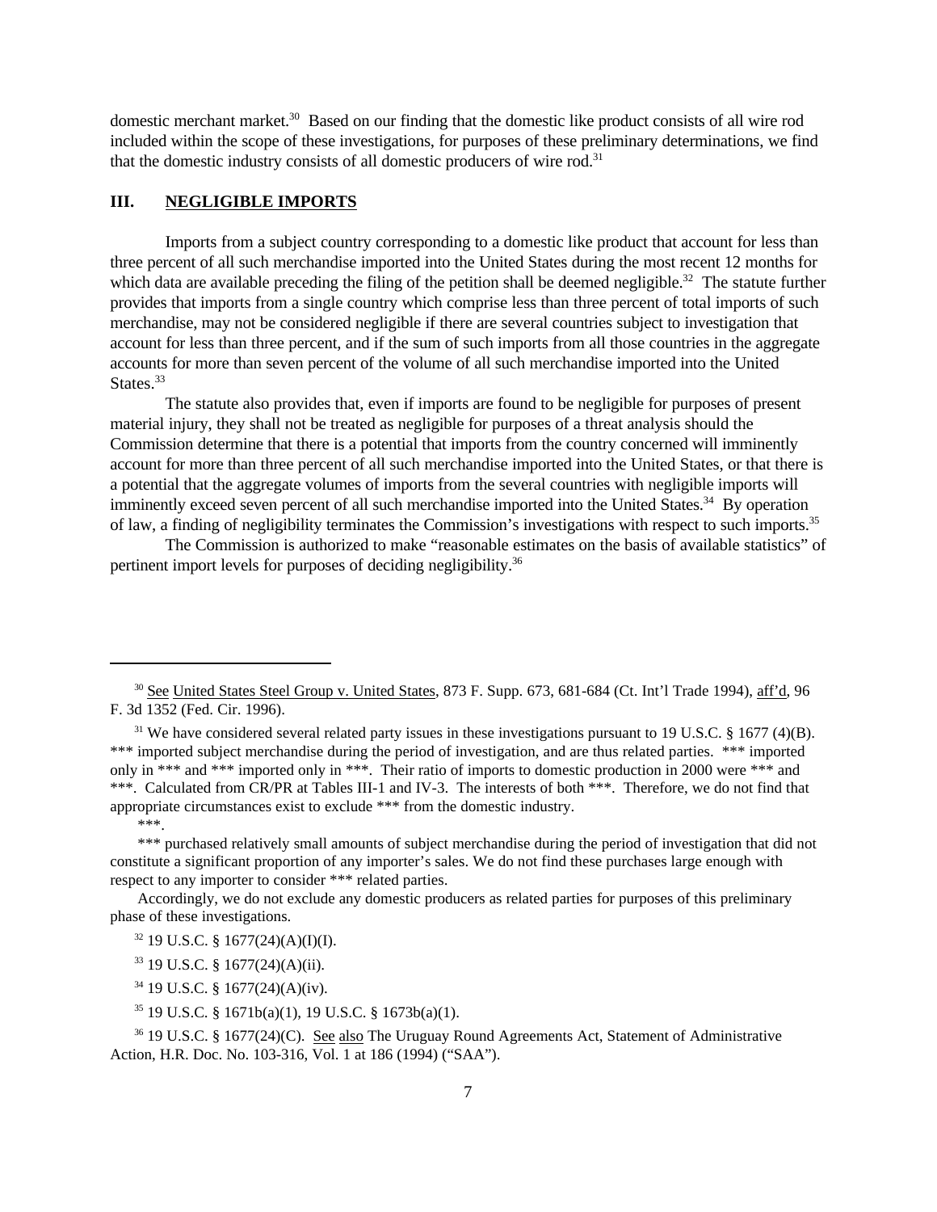domestic merchant market.[30] Based on our finding that the domestic like product consists of all wire rod included within the scope of these investigations, for purposes of these preliminary determinations, we find that the domestic industry consists of all domestic producers of wire rod.[31]

## III. NEGLIGIBLE IMPORTS

Imports from a subject country corresponding to a domestic like product that account for less than three percent of all such merchandise imported into the United States during the most recent 12 months for which data are available preceding the filing of the petition shall be deemed negligible.[32] The statute further provides that imports from a single country which comprise less than three percent of total imports of such merchandise, may not be considered negligible if there are several countries subject to investigation that account for less than three percent, and if the sum of such imports from all those countries in the aggregate accounts for more than seven percent of the volume of all such merchandise imported into the United States.[33]

The statute also provides that, even if imports are found to be negligible for purposes of present material injury, they shall not be treated as negligible for purposes of a threat analysis should the Commission determine that there is a potential that imports from the country concerned will imminently account for more than three percent of all such merchandise imported into the United States, or that there is a potential that the aggregate volumes of imports from the several countries with negligible imports will imminently exceed seven percent of all such merchandise imported into the United States.[34] By operation of law, a finding of negligibility terminates the Commission's investigations with respect to such imports.[35]

The Commission is authorized to make "reasonable estimates on the basis of available statistics" of pertinent import levels for purposes of deciding negligibility.[36]

---

[30] See United States Steel Group v. United States, 873 F. Supp. 673, 681-684 (Ct. Int'l Trade 1994), aff'd, 96 F. 3d 1352 (Fed. Cir. 1996).

[31] We have considered several related party issues in these investigations pursuant to 19 U.S.C. § 1677 (4)(B). *** imported subject merchandise during the period of investigation, and are thus related parties. *** imported only in *** and *** imported only in ***. Their ratio of imports to domestic production in 2000 were *** and ***. Calculated from CR/PR at Tables III-1 and IV-3. The interests of both ***. Therefore, we do not find that appropriate circumstances exist to exclude *** from the domestic industry.

***.

*** purchased relatively small amounts of subject merchandise during the period of investigation that did not constitute a significant proportion of any importer's sales. We do not find these purchases large enough with respect to any importer to consider *** related parties.

Accordingly, we do not exclude any domestic producers as related parties for purposes of this preliminary phase of these investigations.

[32] 19 U.S.C. § 1677(24)(A)(I)(I).

[33] 19 U.S.C. § 1677(24)(A)(ii).

[34] 19 U.S.C. § 1677(24)(A)(iv).

[35] 19 U.S.C. § 1671b(a)(1), 19 U.S.C. § 1673b(a)(1).

[36] 19 U.S.C. § 1677(24)(C). See also The Uruguay Round Agreements Act, Statement of Administrative Action, H.R. Doc. No. 103-316, Vol. 1 at 186 (1994) ("SAA").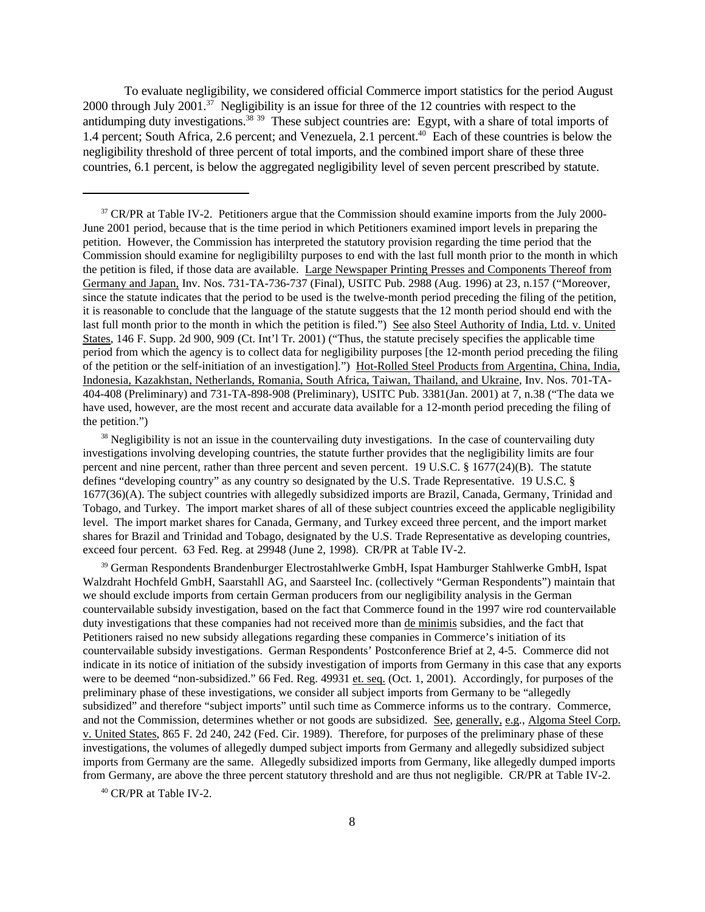To evaluate negligibility, we considered official Commerce import statistics for the period August 2000 through July 2001.[37] Negligibility is an issue for three of the 12 countries with respect to the antidumping duty investigations.[38] [39] These subject countries are: Egypt, with a share of total imports of 1.4 percent; South Africa, 2.6 percent; and Venezuela, 2.1 percent.[40] Each of these countries is below the negligibility threshold of three percent of total imports, and the combined import share of these three countries, 6.1 percent, is below the aggregated negligibility level of seven percent prescribed by statute.

---

[37] CR/PR at Table IV-2. Petitioners argue that the Commission should examine imports from the July 2000-June 2001 period, because that is the time period in which Petitioners examined import levels in preparing the petition. However, the Commission has interpreted the statutory provision regarding the time period that the Commission should examine for negligibililty purposes to end with the last full month prior to the month in which the petition is filed, if those data are available. Large Newspaper Printing Presses and Components Thereof from Germany and Japan, Inv. Nos. 731-TA-736-737 (Final), USITC Pub. 2988 (Aug. 1996) at 23, n.157 ("Moreover, since the statute indicates that the period to be used is the twelve-month period preceding the filing of the petition, it is reasonable to conclude that the language of the statute suggests that the 12 month period should end with the last full month prior to the month in which the petition is filed.") See also Steel Authority of India, Ltd. v. United States, 146 F. Supp. 2d 900, 909 (Ct. Int'l Tr. 2001) ("Thus, the statute precisely specifies the applicable time period from which the agency is to collect data for negligibility purposes [the 12-month period preceding the filing of the petition or the self-initiation of an investigation].") Hot-Rolled Steel Products from Argentina, China, India, Indonesia, Kazakhstan, Netherlands, Romania, South Africa, Taiwan, Thailand, and Ukraine, Inv. Nos. 701-TA-404-408 (Preliminary) and 731-TA-898-908 (Preliminary), USITC Pub. 3381(Jan. 2001) at 7, n.38 ("The data we have used, however, are the most recent and accurate data available for a 12-month period preceding the filing of the petition.")

[38] Negligibility is not an issue in the countervailing duty investigations. In the case of countervailing duty investigations involving developing countries, the statute further provides that the negligibility limits are four percent and nine percent, rather than three percent and seven percent. 19 U.S.C. § 1677(24)(B). The statute defines "developing country" as any country so designated by the U.S. Trade Representative. 19 U.S.C. § 1677(36)(A). The subject countries with allegedly subsidized imports are Brazil, Canada, Germany, Trinidad and Tobago, and Turkey. The import market shares of all of these subject countries exceed the applicable negligibility level. The import market shares for Canada, Germany, and Turkey exceed three percent, and the import market shares for Brazil and Trinidad and Tobago, designated by the U.S. Trade Representative as developing countries, exceed four percent. 63 Fed. Reg. at 29948 (June 2, 1998). CR/PR at Table IV-2.

[39] German Respondents Brandenburger Electrostahlwerke GmbH, Ispat Hamburger Stahlwerke GmbH, Ispat Walzdraht Hochfeld GmbH, Saarstahll AG, and Saarsteel Inc. (collectively "German Respondents") maintain that we should exclude imports from certain German producers from our negligibility analysis in the German countervailable subsidy investigation, based on the fact that Commerce found in the 1997 wire rod countervailable duty investigations that these companies had not received more than de minimis subsidies, and the fact that Petitioners raised no new subsidy allegations regarding these companies in Commerce's initiation of its countervailable subsidy investigations. German Respondents' Postconference Brief at 2, 4-5. Commerce did not indicate in its notice of initiation of the subsidy investigation of imports from Germany in this case that any exports were to be deemed "non-subsidized." 66 Fed. Reg. 49931 et. seq. (Oct. 1, 2001). Accordingly, for purposes of the preliminary phase of these investigations, we consider all subject imports from Germany to be "allegedly subsidized" and therefore "subject imports" until such time as Commerce informs us to the contrary. Commerce, and not the Commission, determines whether or not goods are subsidized. See, generally, e.g., Algoma Steel Corp. v. United States, 865 F. 2d 240, 242 (Fed. Cir. 1989). Therefore, for purposes of the preliminary phase of these investigations, the volumes of allegedly dumped subject imports from Germany and allegedly subsidized subject imports from Germany are the same. Allegedly subsidized imports from Germany, like allegedly dumped imports from Germany, are above the three percent statutory threshold and are thus not negligible. CR/PR at Table IV-2.

[40] CR/PR at Table IV-2.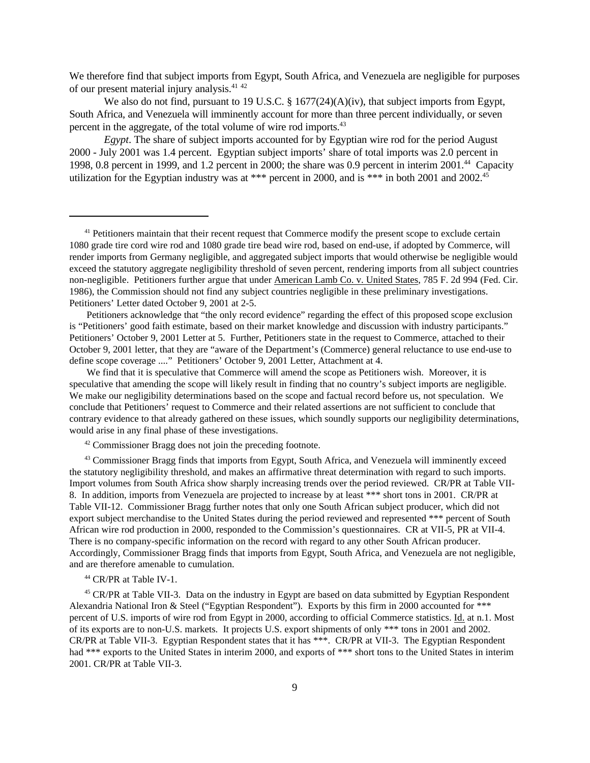We therefore find that subject imports from Egypt, South Africa, and Venezuela are negligible for purposes of our present material injury analysis.[41] [42]

We also do not find, pursuant to 19 U.S.C. § 1677(24)(A)(iv), that subject imports from Egypt, South Africa, and Venezuela will imminently account for more than three percent individually, or seven percent in the aggregate, of the total volume of wire rod imports.[43]

*Egypt*. The share of subject imports accounted for by Egyptian wire rod for the period August 2000 - July 2001 was 1.4 percent. Egyptian subject imports' share of total imports was 2.0 percent in 1998, 0.8 percent in 1999, and 1.2 percent in 2000; the share was 0.9 percent in interim 2001.[44] Capacity utilization for the Egyptian industry was at *** percent in 2000, and is *** in both 2001 and 2002.[45]

---

[41] Petitioners maintain that their recent request that Commerce modify the present scope to exclude certain 1080 grade tire cord wire rod and 1080 grade tire bead wire rod, based on end-use, if adopted by Commerce, will render imports from Germany negligible, and aggregated subject imports that would otherwise be negligible would exceed the statutory aggregate negligibility threshold of seven percent, rendering imports from all subject countries non-negligible. Petitioners further argue that under American Lamb Co. v. United States, 785 F. 2d 994 (Fed. Cir. 1986), the Commission should not find any subject countries negligible in these preliminary investigations. Petitioners' Letter dated October 9, 2001 at 2-5.

Petitioners acknowledge that "the only record evidence" regarding the effect of this proposed scope exclusion is "Petitioners' good faith estimate, based on their market knowledge and discussion with industry participants." Petitioners' October 9, 2001 Letter at 5. Further, Petitioners state in the request to Commerce, attached to their October 9, 2001 letter, that they are "aware of the Department's (Commerce) general reluctance to use end-use to define scope coverage ...." Petitioners' October 9, 2001 Letter, Attachment at 4.

We find that it is speculative that Commerce will amend the scope as Petitioners wish. Moreover, it is speculative that amending the scope will likely result in finding that no country's subject imports are negligible. We make our negligibility determinations based on the scope and factual record before us, not speculation. We conclude that Petitioners' request to Commerce and their related assertions are not sufficient to conclude that contrary evidence to that already gathered on these issues, which soundly supports our negligibility determinations, would arise in any final phase of these investigations.

[42] Commissioner Bragg does not join the preceding footnote.

[43] Commissioner Bragg finds that imports from Egypt, South Africa, and Venezuela will imminently exceed the statutory negligibility threshold, and makes an affirmative threat determination with regard to such imports. Import volumes from South Africa show sharply increasing trends over the period reviewed. CR/PR at Table VII-8. In addition, imports from Venezuela are projected to increase by at least *** short tons in 2001. CR/PR at Table VII-12. Commissioner Bragg further notes that only one South African subject producer, which did not export subject merchandise to the United States during the period reviewed and represented *** percent of South African wire rod production in 2000, responded to the Commission's questionnaires. CR at VII-5, PR at VII-4. There is no company-specific information on the record with regard to any other South African producer. Accordingly, Commissioner Bragg finds that imports from Egypt, South Africa, and Venezuela are not negligible, and are therefore amenable to cumulation.

[44] CR/PR at Table IV-1.

[45] CR/PR at Table VII-3. Data on the industry in Egypt are based on data submitted by Egyptian Respondent Alexandria National Iron & Steel ("Egyptian Respondent"). Exports by this firm in 2000 accounted for *** percent of U.S. imports of wire rod from Egypt in 2000, according to official Commerce statistics. Id. at n.1. Most of its exports are to non-U.S. markets. It projects U.S. export shipments of only *** tons in 2001 and 2002. CR/PR at Table VII-3. Egyptian Respondent states that it has ***. CR/PR at VII-3. The Egyptian Respondent had *** exports to the United States in interim 2000, and exports of *** short tons to the United States in interim 2001. CR/PR at Table VII-3.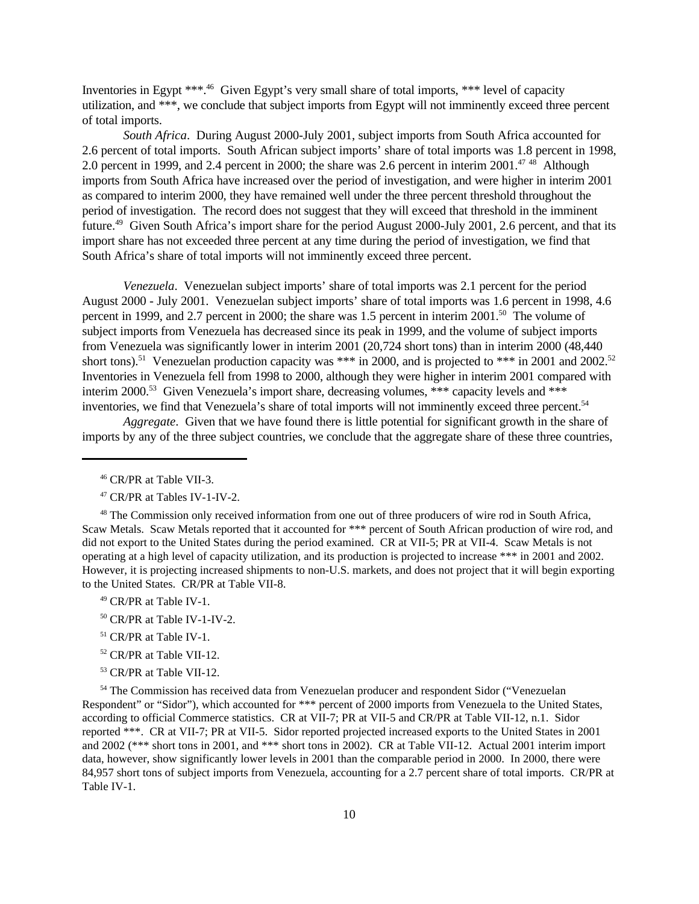Inventories in Egypt ***.[46] Given Egypt's very small share of total imports, *** level of capacity utilization, and ***, we conclude that subject imports from Egypt will not imminently exceed three percent of total imports.

*South Africa*. During August 2000-July 2001, subject imports from South Africa accounted for 2.6 percent of total imports. South African subject imports' share of total imports was 1.8 percent in 1998, 2.0 percent in 1999, and 2.4 percent in 2000; the share was 2.6 percent in interim 2001.[47] [48] Although imports from South Africa have increased over the period of investigation, and were higher in interim 2001 as compared to interim 2000, they have remained well under the three percent threshold throughout the period of investigation. The record does not suggest that they will exceed that threshold in the imminent future.[49] Given South Africa's import share for the period August 2000-July 2001, 2.6 percent, and that its import share has not exceeded three percent at any time during the period of investigation, we find that South Africa's share of total imports will not imminently exceed three percent.

*Venezuela*. Venezuelan subject imports' share of total imports was 2.1 percent for the period August 2000 - July 2001. Venezuelan subject imports' share of total imports was 1.6 percent in 1998, 4.6 percent in 1999, and 2.7 percent in 2000; the share was 1.5 percent in interim 2001.[50] The volume of subject imports from Venezuela has decreased since its peak in 1999, and the volume of subject imports from Venezuela was significantly lower in interim 2001 (20,724 short tons) than in interim 2000 (48,440 short tons).[51] Venezuelan production capacity was *** in 2000, and is projected to *** in 2001 and 2002.[52] Inventories in Venezuela fell from 1998 to 2000, although they were higher in interim 2001 compared with interim 2000.[53] Given Venezuela's import share, decreasing volumes, *** capacity levels and *** inventories, we find that Venezuela's share of total imports will not imminently exceed three percent.[54]

*Aggregate*. Given that we have found there is little potential for significant growth in the share of imports by any of the three subject countries, we conclude that the aggregate share of these three countries,

---

[46] CR/PR at Table VII-3.

[47] CR/PR at Tables IV-1-IV-2.

[48] The Commission only received information from one out of three producers of wire rod in South Africa, Scaw Metals. Scaw Metals reported that it accounted for *** percent of South African production of wire rod, and did not export to the United States during the period examined. CR at VII-5; PR at VII-4. Scaw Metals is not operating at a high level of capacity utilization, and its production is projected to increase *** in 2001 and 2002. However, it is projecting increased shipments to non-U.S. markets, and does not project that it will begin exporting to the United States. CR/PR at Table VII-8.

[49] CR/PR at Table IV-1.

[50] CR/PR at Table IV-1-IV-2.

[51] CR/PR at Table IV-1.

[52] CR/PR at Table VII-12.

[53] CR/PR at Table VII-12.

[54] The Commission has received data from Venezuelan producer and respondent Sidor ("Venezuelan Respondent" or "Sidor"), which accounted for *** percent of 2000 imports from Venezuela to the United States, according to official Commerce statistics. CR at VII-7; PR at VII-5 and CR/PR at Table VII-12, n.1. Sidor reported ***. CR at VII-7; PR at VII-5. Sidor reported projected increased exports to the United States in 2001 and 2002 (*** short tons in 2001, and *** short tons in 2002). CR at Table VII-12. Actual 2001 interim import data, however, show significantly lower levels in 2001 than the comparable period in 2000. In 2000, there were 84,957 short tons of subject imports from Venezuela, accounting for a 2.7 percent share of total imports. CR/PR at Table IV-1.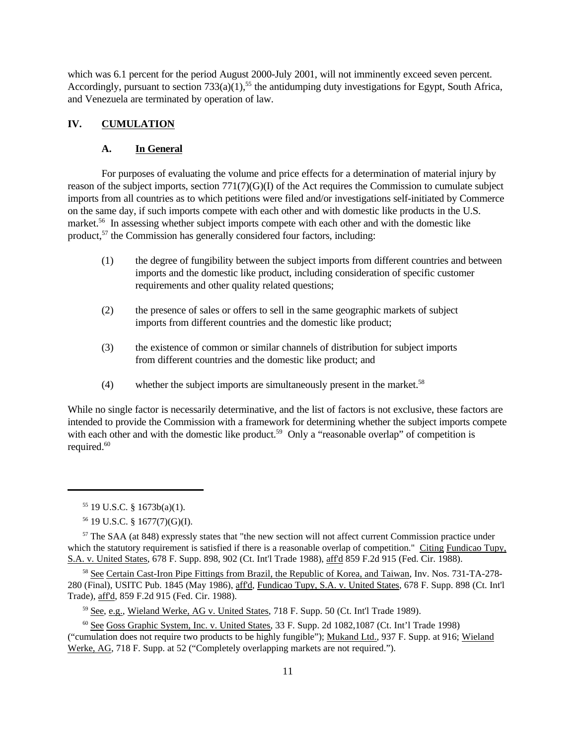which was 6.1 percent for the period August 2000-July 2001, will not imminently exceed seven percent. Accordingly, pursuant to section 733(a)(1),[55] the antidumping duty investigations for Egypt, South Africa, and Venezuela are terminated by operation of law.

## IV. CUMULATION

### A. In General

For purposes of evaluating the volume and price effects for a determination of material injury by reason of the subject imports, section 771(7)(G)(I) of the Act requires the Commission to cumulate subject imports from all countries as to which petitions were filed and/or investigations self-initiated by Commerce on the same day, if such imports compete with each other and with domestic like products in the U.S. market.[56] In assessing whether subject imports compete with each other and with the domestic like product,[57] the Commission has generally considered four factors, including:

(1) the degree of fungibility between the subject imports from different countries and between imports and the domestic like product, including consideration of specific customer requirements and other quality related questions;

(2) the presence of sales or offers to sell in the same geographic markets of subject imports from different countries and the domestic like product;

(3) the existence of common or similar channels of distribution for subject imports from different countries and the domestic like product; and

(4) whether the subject imports are simultaneously present in the market.[58]

While no single factor is necessarily determinative, and the list of factors is not exclusive, these factors are intended to provide the Commission with a framework for determining whether the subject imports compete with each other and with the domestic like product.[59] Only a "reasonable overlap" of competition is required.[60]

---

[55] 19 U.S.C. § 1673b(a)(1).

[56] 19 U.S.C. § 1677(7)(G)(I).

[57] The SAA (at 848) expressly states that "the new section will not affect current Commission practice under which the statutory requirement is satisfied if there is a reasonable overlap of competition." Citing Fundicao Tupy, S.A. v. United States, 678 F. Supp. 898, 902 (Ct. Int'l Trade 1988), aff'd 859 F.2d 915 (Fed. Cir. 1988).

[58] See Certain Cast-Iron Pipe Fittings from Brazil, the Republic of Korea, and Taiwan, Inv. Nos. 731-TA-278-280 (Final), USITC Pub. 1845 (May 1986), aff'd, Fundicao Tupy, S.A. v. United States, 678 F. Supp. 898 (Ct. Int'l Trade), aff'd, 859 F.2d 915 (Fed. Cir. 1988).

[59] See, e.g., Wieland Werke, AG v. United States, 718 F. Supp. 50 (Ct. Int'l Trade 1989).

[60] See Goss Graphic System, Inc. v. United States, 33 F. Supp. 2d 1082,1087 (Ct. Int'l Trade 1998) ("cumulation does not require two products to be highly fungible"); Mukand Ltd., 937 F. Supp. at 916; Wieland Werke, AG, 718 F. Supp. at 52 ("Completely overlapping markets are not required.").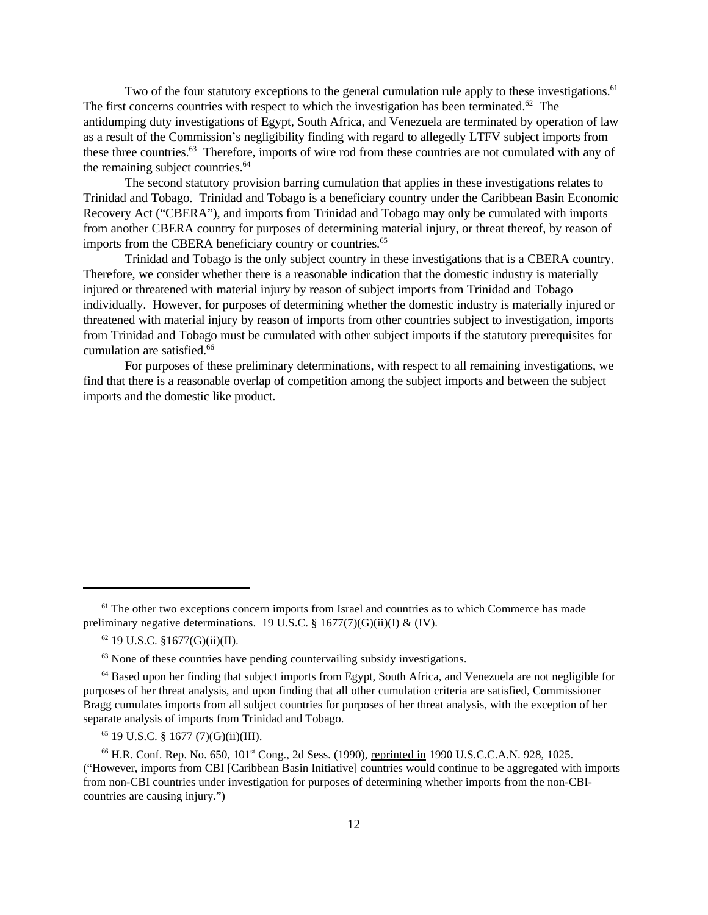Two of the four statutory exceptions to the general cumulation rule apply to these investigations.[61] The first concerns countries with respect to which the investigation has been terminated.[62] The antidumping duty investigations of Egypt, South Africa, and Venezuela are terminated by operation of law as a result of the Commission's negligibility finding with regard to allegedly LTFV subject imports from these three countries.[63] Therefore, imports of wire rod from these countries are not cumulated with any of the remaining subject countries.[64]

The second statutory provision barring cumulation that applies in these investigations relates to Trinidad and Tobago. Trinidad and Tobago is a beneficiary country under the Caribbean Basin Economic Recovery Act ("CBERA"), and imports from Trinidad and Tobago may only be cumulated with imports from another CBERA country for purposes of determining material injury, or threat thereof, by reason of imports from the CBERA beneficiary country or countries.[65]

Trinidad and Tobago is the only subject country in these investigations that is a CBERA country. Therefore, we consider whether there is a reasonable indication that the domestic industry is materially injured or threatened with material injury by reason of subject imports from Trinidad and Tobago individually. However, for purposes of determining whether the domestic industry is materially injured or threatened with material injury by reason of imports from other countries subject to investigation, imports from Trinidad and Tobago must be cumulated with other subject imports if the statutory prerequisites for cumulation are satisfied.[66]

For purposes of these preliminary determinations, with respect to all remaining investigations, we find that there is a reasonable overlap of competition among the subject imports and between the subject imports and the domestic like product.

---

[61] The other two exceptions concern imports from Israel and countries as to which Commerce has made preliminary negative determinations. 19 U.S.C. § 1677(7)(G)(ii)(I) & (IV).

[62] 19 U.S.C. §1677(G)(ii)(II).

[63] None of these countries have pending countervailing subsidy investigations.

[64] Based upon her finding that subject imports from Egypt, South Africa, and Venezuela are not negligible for purposes of her threat analysis, and upon finding that all other cumulation criteria are satisfied, Commissioner Bragg cumulates imports from all subject countries for purposes of her threat analysis, with the exception of her separate analysis of imports from Trinidad and Tobago.

[65] 19 U.S.C. § 1677 (7)(G)(ii)(III).

[66] H.R. Conf. Rep. No. 650, 101st Cong., 2d Sess. (1990), reprinted in 1990 U.S.C.C.A.N. 928, 1025. ("However, imports from CBI [Caribbean Basin Initiative] countries would continue to be aggregated with imports from non-CBI countries under investigation for purposes of determining whether imports from the non-CBI-countries are causing injury.")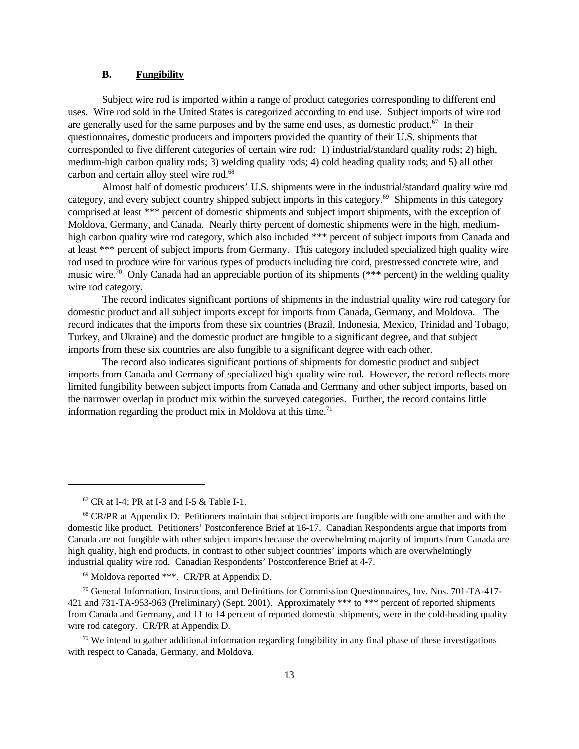### B. **Fungibility**

Subject wire rod is imported within a range of product categories corresponding to different end uses. Wire rod sold in the United States is categorized according to end use. Subject imports of wire rod are generally used for the same purposes and by the same end uses, as domestic product.[67] In their questionnaires, domestic producers and importers provided the quantity of their U.S. shipments that corresponded to five different categories of certain wire rod: 1) industrial/standard quality rods; 2) high, medium-high carbon quality rods; 3) welding quality rods; 4) cold heading quality rods; and 5) all other carbon and certain alloy steel wire rod.[68]

Almost half of domestic producers' U.S. shipments were in the industrial/standard quality wire rod category, and every subject country shipped subject imports in this category.[69] Shipments in this category comprised at least *** percent of domestic shipments and subject import shipments, with the exception of Moldova, Germany, and Canada. Nearly thirty percent of domestic shipments were in the high, medium-high carbon quality wire rod category, which also included *** percent of subject imports from Canada and at least *** percent of subject imports from Germany. This category included specialized high quality wire rod used to produce wire for various types of products including tire cord, prestressed concrete wire, and music wire.[70] Only Canada had an appreciable portion of its shipments (*** percent) in the welding quality wire rod category.

The record indicates significant portions of shipments in the industrial quality wire rod category for domestic product and all subject imports except for imports from Canada, Germany, and Moldova. The record indicates that the imports from these six countries (Brazil, Indonesia, Mexico, Trinidad and Tobago, Turkey, and Ukraine) and the domestic product are fungible to a significant degree, and that subject imports from these six countries are also fungible to a significant degree with each other.

The record also indicates significant portions of shipments for domestic product and subject imports from Canada and Germany of specialized high-quality wire rod. However, the record reflects more limited fungibility between subject imports from Canada and Germany and other subject imports, based on the narrower overlap in product mix within the surveyed categories. Further, the record contains little information regarding the product mix in Moldova at this time.[71]

---

[67] CR at I-4; PR at I-3 and I-5 & Table I-1.

[68] CR/PR at Appendix D. Petitioners maintain that subject imports are fungible with one another and with the domestic like product. Petitioners' Postconference Brief at 16-17. Canadian Respondents argue that imports from Canada are not fungible with other subject imports because the overwhelming majority of imports from Canada are high quality, high end products, in contrast to other subject countries' imports which are overwhelmingly industrial quality wire rod. Canadian Respondents' Postconference Brief at 4-7.

[69] Moldova reported ***. CR/PR at Appendix D.

[70] General Information, Instructions, and Definitions for Commission Questionnaires, Inv. Nos. 701-TA-417-421 and 731-TA-953-963 (Preliminary) (Sept. 2001). Approximately *** to *** percent of reported shipments from Canada and Germany, and 11 to 14 percent of reported domestic shipments, were in the cold-heading quality wire rod category. CR/PR at Appendix D.

[71] We intend to gather additional information regarding fungibility in any final phase of these investigations with respect to Canada, Germany, and Moldova.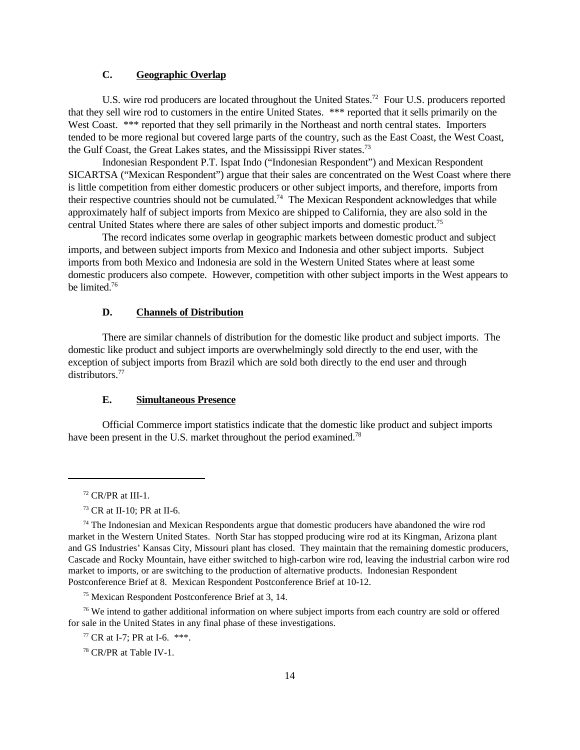### C. Geographic Overlap

U.S. wire rod producers are located throughout the United States.[72] Four U.S. producers reported that they sell wire rod to customers in the entire United States. *** reported that it sells primarily on the West Coast. *** reported that they sell primarily in the Northeast and north central states. Importers tended to be more regional but covered large parts of the country, such as the East Coast, the West Coast, the Gulf Coast, the Great Lakes states, and the Mississippi River states.[73]

Indonesian Respondent P.T. Ispat Indo ("Indonesian Respondent") and Mexican Respondent SICARTSA ("Mexican Respondent") argue that their sales are concentrated on the West Coast where there is little competition from either domestic producers or other subject imports, and therefore, imports from their respective countries should not be cumulated.[74] The Mexican Respondent acknowledges that while approximately half of subject imports from Mexico are shipped to California, they are also sold in the central United States where there are sales of other subject imports and domestic product.[75]

The record indicates some overlap in geographic markets between domestic product and subject imports, and between subject imports from Mexico and Indonesia and other subject imports. Subject imports from both Mexico and Indonesia are sold in the Western United States where at least some domestic producers also compete. However, competition with other subject imports in the West appears to be limited.[76]

### D. Channels of Distribution

There are similar channels of distribution for the domestic like product and subject imports. The domestic like product and subject imports are overwhelmingly sold directly to the end user, with the exception of subject imports from Brazil which are sold both directly to the end user and through distributors.[77]

### E. Simultaneous Presence

Official Commerce import statistics indicate that the domestic like product and subject imports have been present in the U.S. market throughout the period examined.[78]

---

[72] CR/PR at III-1.

[73] CR at II-10; PR at II-6.

[74] The Indonesian and Mexican Respondents argue that domestic producers have abandoned the wire rod market in the Western United States. North Star has stopped producing wire rod at its Kingman, Arizona plant and GS Industries' Kansas City, Missouri plant has closed. They maintain that the remaining domestic producers, Cascade and Rocky Mountain, have either switched to high-carbon wire rod, leaving the industrial carbon wire rod market to imports, or are switching to the production of alternative products. Indonesian Respondent Postconference Brief at 8. Mexican Respondent Postconference Brief at 10-12.

[75] Mexican Respondent Postconference Brief at 3, 14.

[76] We intend to gather additional information on where subject imports from each country are sold or offered for sale in the United States in any final phase of these investigations.

[77] CR at I-7; PR at I-6. ***.

[78] CR/PR at Table IV-1.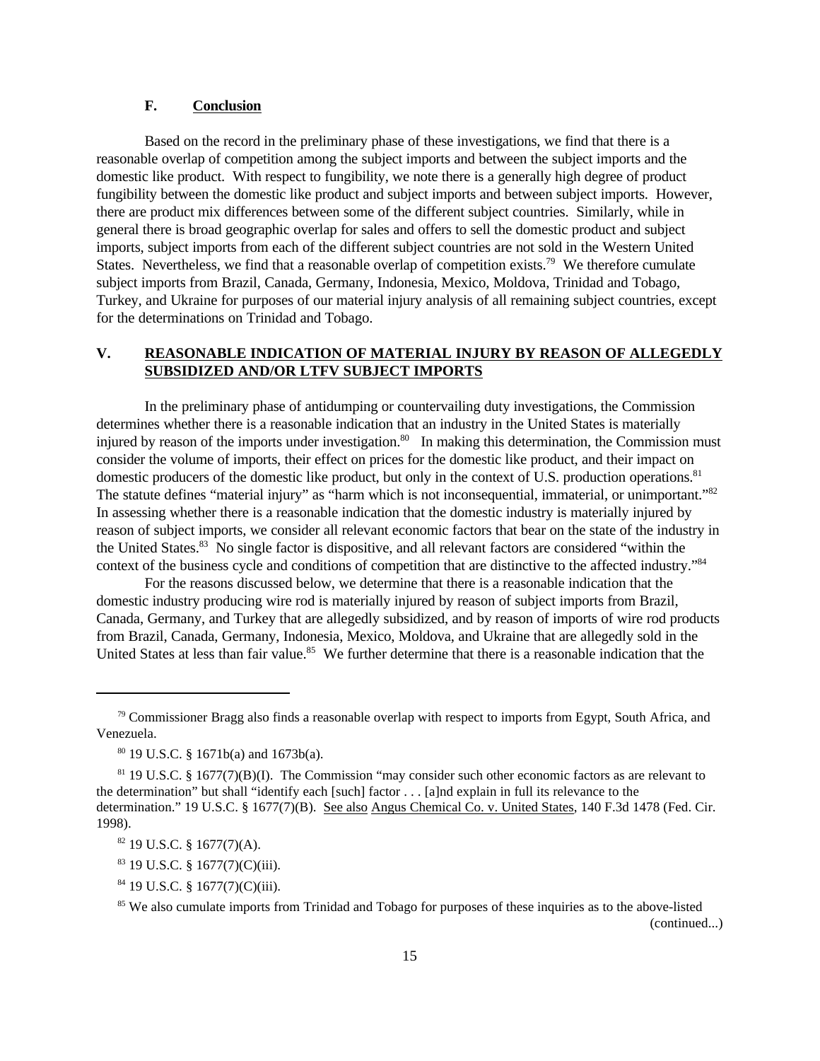### F. Conclusion

Based on the record in the preliminary phase of these investigations, we find that there is a reasonable overlap of competition among the subject imports and between the subject imports and the domestic like product. With respect to fungibility, we note there is a generally high degree of product fungibility between the domestic like product and subject imports and between subject imports. However, there are product mix differences between some of the different subject countries. Similarly, while in general there is broad geographic overlap for sales and offers to sell the domestic product and subject imports, subject imports from each of the different subject countries are not sold in the Western United States. Nevertheless, we find that a reasonable overlap of competition exists.[79] We therefore cumulate subject imports from Brazil, Canada, Germany, Indonesia, Mexico, Moldova, Trinidad and Tobago, Turkey, and Ukraine for purposes of our material injury analysis of all remaining subject countries, except for the determinations on Trinidad and Tobago.

## V. REASONABLE INDICATION OF MATERIAL INJURY BY REASON OF ALLEGEDLY SUBSIDIZED AND/OR LTFV SUBJECT IMPORTS

In the preliminary phase of antidumping or countervailing duty investigations, the Commission determines whether there is a reasonable indication that an industry in the United States is materially injured by reason of the imports under investigation.[80] In making this determination, the Commission must consider the volume of imports, their effect on prices for the domestic like product, and their impact on domestic producers of the domestic like product, but only in the context of U.S. production operations.[81] The statute defines "material injury" as "harm which is not inconsequential, immaterial, or unimportant."[82] In assessing whether there is a reasonable indication that the domestic industry is materially injured by reason of subject imports, we consider all relevant economic factors that bear on the state of the industry in the United States.[83] No single factor is dispositive, and all relevant factors are considered "within the context of the business cycle and conditions of competition that are distinctive to the affected industry."[84]

For the reasons discussed below, we determine that there is a reasonable indication that the domestic industry producing wire rod is materially injured by reason of subject imports from Brazil, Canada, Germany, and Turkey that are allegedly subsidized, and by reason of imports of wire rod products from Brazil, Canada, Germany, Indonesia, Mexico, Moldova, and Ukraine that are allegedly sold in the United States at less than fair value.[85] We further determine that there is a reasonable indication that the

---

[79] Commissioner Bragg also finds a reasonable overlap with respect to imports from Egypt, South Africa, and Venezuela.

[80] 19 U.S.C. § 1671b(a) and 1673b(a).

[81] 19 U.S.C. § 1677(7)(B)(I). The Commission "may consider such other economic factors as are relevant to the determination" but shall "identify each [such] factor . . . [a]nd explain in full its relevance to the determination." 19 U.S.C. § 1677(7)(B). See also Angus Chemical Co. v. United States, 140 F.3d 1478 (Fed. Cir. 1998).

[82] 19 U.S.C. § 1677(7)(A).

[83] 19 U.S.C. § 1677(7)(C)(iii).

[84] 19 U.S.C. § 1677(7)(C)(iii).

[85] We also cumulate imports from Trinidad and Tobago for purposes of these inquiries as to the above-listed (continued...)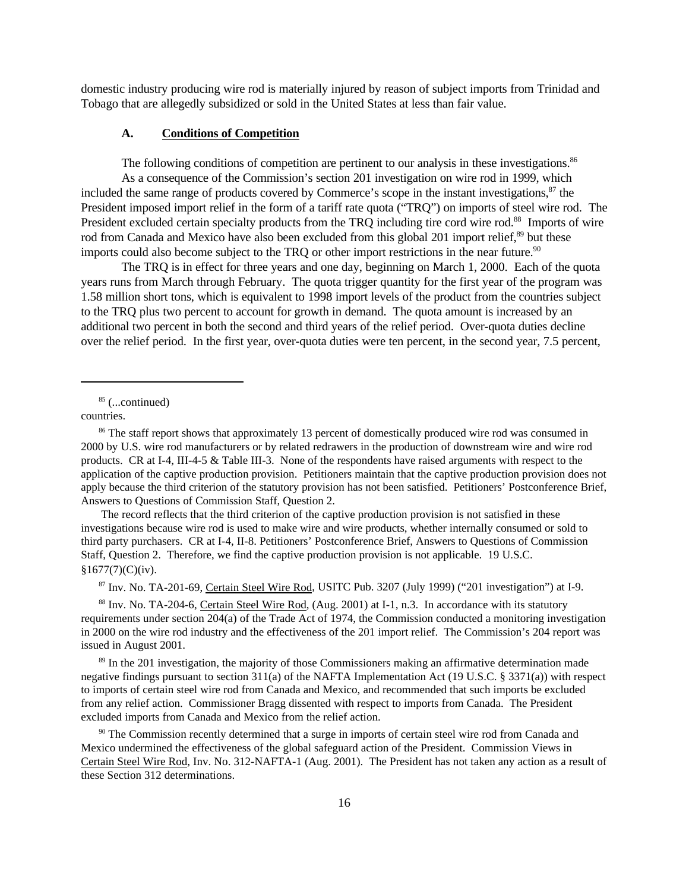domestic industry producing wire rod is materially injured by reason of subject imports from Trinidad and Tobago that are allegedly subsidized or sold in the United States at less than fair value.

### A. Conditions of Competition

The following conditions of competition are pertinent to our analysis in these investigations.[86]

As a consequence of the Commission's section 201 investigation on wire rod in 1999, which included the same range of products covered by Commerce's scope in the instant investigations,[87] the President imposed import relief in the form of a tariff rate quota ("TRQ") on imports of steel wire rod. The President excluded certain specialty products from the TRQ including tire cord wire rod.[88] Imports of wire rod from Canada and Mexico have also been excluded from this global 201 import relief,[89] but these imports could also become subject to the TRQ or other import restrictions in the near future.[90]

The TRQ is in effect for three years and one day, beginning on March 1, 2000. Each of the quota years runs from March through February. The quota trigger quantity for the first year of the program was 1.58 million short tons, which is equivalent to 1998 import levels of the product from the countries subject to the TRQ plus two percent to account for growth in demand. The quota amount is increased by an additional two percent in both the second and third years of the relief period. Over-quota duties decline over the relief period. In the first year, over-quota duties were ten percent, in the second year, 7.5 percent,

---

[85] (...continued) countries.

[86] The staff report shows that approximately 13 percent of domestically produced wire rod was consumed in 2000 by U.S. wire rod manufacturers or by related redrawers in the production of downstream wire and wire rod products. CR at I-4, III-4-5 & Table III-3. None of the respondents have raised arguments with respect to the application of the captive production provision. Petitioners maintain that the captive production provision does not apply because the third criterion of the statutory provision has not been satisfied. Petitioners' Postconference Brief, Answers to Questions of Commission Staff, Question 2.

The record reflects that the third criterion of the captive production provision is not satisfied in these investigations because wire rod is used to make wire and wire products, whether internally consumed or sold to third party purchasers. CR at I-4, II-8. Petitioners' Postconference Brief, Answers to Questions of Commission Staff, Question 2. Therefore, we find the captive production provision is not applicable. 19 U.S.C. §1677(7)(C)(iv).

[87] Inv. No. TA-201-69, Certain Steel Wire Rod, USITC Pub. 3207 (July 1999) ("201 investigation") at I-9.

[88] Inv. No. TA-204-6, Certain Steel Wire Rod, (Aug. 2001) at I-1, n.3. In accordance with its statutory requirements under section 204(a) of the Trade Act of 1974, the Commission conducted a monitoring investigation in 2000 on the wire rod industry and the effectiveness of the 201 import relief. The Commission's 204 report was issued in August 2001.

[89] In the 201 investigation, the majority of those Commissioners making an affirmative determination made negative findings pursuant to section 311(a) of the NAFTA Implementation Act (19 U.S.C. § 3371(a)) with respect to imports of certain steel wire rod from Canada and Mexico, and recommended that such imports be excluded from any relief action. Commissioner Bragg dissented with respect to imports from Canada. The President excluded imports from Canada and Mexico from the relief action.

[90] The Commission recently determined that a surge in imports of certain steel wire rod from Canada and Mexico undermined the effectiveness of the global safeguard action of the President. Commission Views in Certain Steel Wire Rod, Inv. No. 312-NAFTA-1 (Aug. 2001). The President has not taken any action as a result of these Section 312 determinations.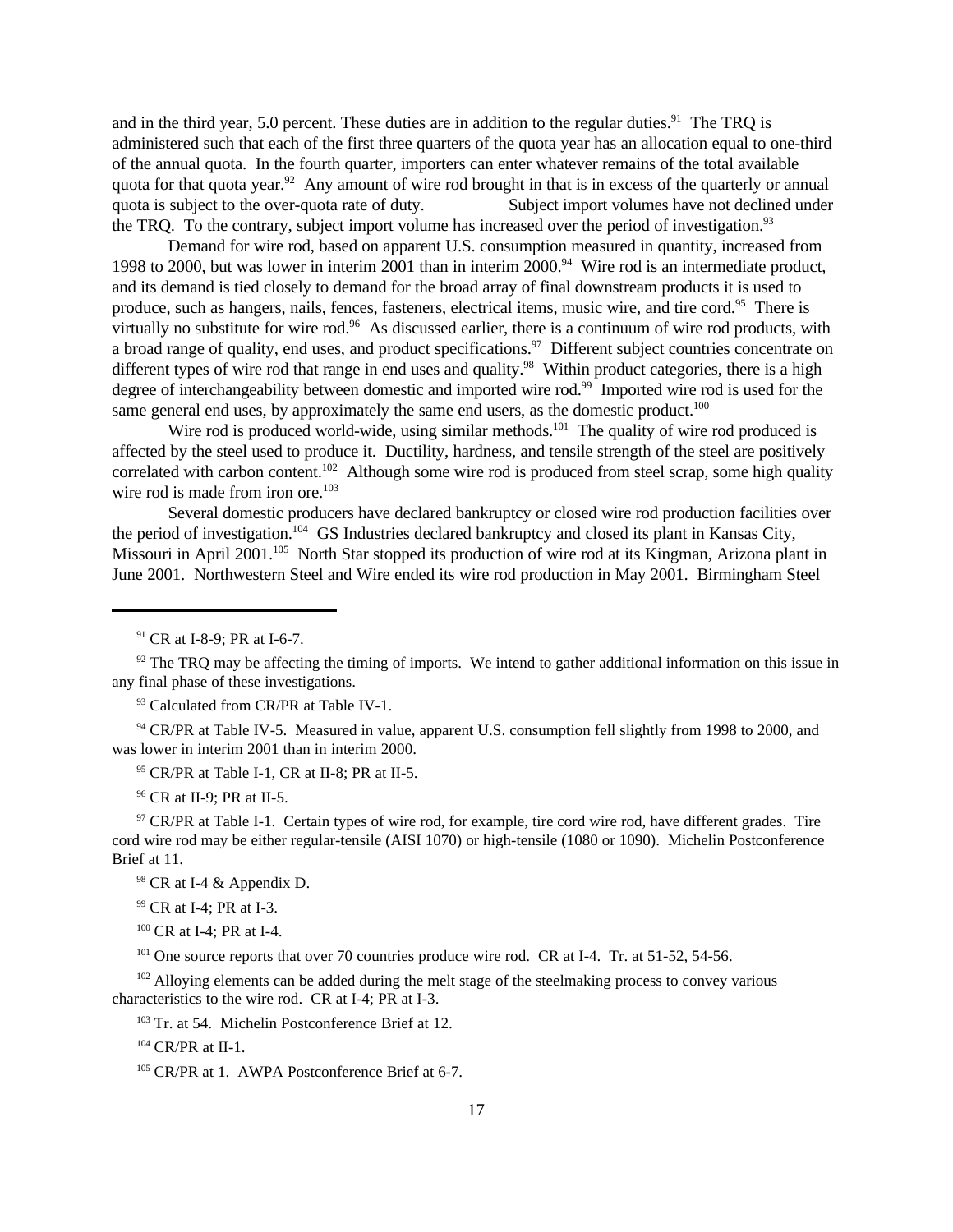and in the third year, 5.0 percent. These duties are in addition to the regular duties.[91] The TRQ is administered such that each of the first three quarters of the quota year has an allocation equal to one-third of the annual quota. In the fourth quarter, importers can enter whatever remains of the total available quota for that quota year.[92] Any amount of wire rod brought in that is in excess of the quarterly or annual quota is subject to the over-quota rate of duty. Subject import volumes have not declined under the TRQ. To the contrary, subject import volume has increased over the period of investigation.[93]

Demand for wire rod, based on apparent U.S. consumption measured in quantity, increased from 1998 to 2000, but was lower in interim 2001 than in interim 2000.[94] Wire rod is an intermediate product, and its demand is tied closely to demand for the broad array of final downstream products it is used to produce, such as hangers, nails, fences, fasteners, electrical items, music wire, and tire cord.[95] There is virtually no substitute for wire rod.[96] As discussed earlier, there is a continuum of wire rod products, with a broad range of quality, end uses, and product specifications.[97] Different subject countries concentrate on different types of wire rod that range in end uses and quality.[98] Within product categories, there is a high degree of interchangeability between domestic and imported wire rod.[99] Imported wire rod is used for the same general end uses, by approximately the same end users, as the domestic product.[100]

Wire rod is produced world-wide, using similar methods.[101] The quality of wire rod produced is affected by the steel used to produce it. Ductility, hardness, and tensile strength of the steel are positively correlated with carbon content.[102] Although some wire rod is produced from steel scrap, some high quality wire rod is made from iron ore.[103]

Several domestic producers have declared bankruptcy or closed wire rod production facilities over the period of investigation.[104] GS Industries declared bankruptcy and closed its plant in Kansas City, Missouri in April 2001.[105] North Star stopped its production of wire rod at its Kingman, Arizona plant in June 2001. Northwestern Steel and Wire ended its wire rod production in May 2001. Birmingham Steel

---

[91] CR at I-8-9; PR at I-6-7.

[92] The TRQ may be affecting the timing of imports. We intend to gather additional information on this issue in any final phase of these investigations.

[93] Calculated from CR/PR at Table IV-1.

[94] CR/PR at Table IV-5. Measured in value, apparent U.S. consumption fell slightly from 1998 to 2000, and was lower in interim 2001 than in interim 2000.

[95] CR/PR at Table I-1, CR at II-8; PR at II-5.

[96] CR at II-9; PR at II-5.

[97] CR/PR at Table I-1. Certain types of wire rod, for example, tire cord wire rod, have different grades. Tire cord wire rod may be either regular-tensile (AISI 1070) or high-tensile (1080 or 1090). Michelin Postconference Brief at 11.

[98] CR at I-4 & Appendix D.

[99] CR at I-4; PR at I-3.

[100] CR at I-4; PR at I-4.

[101] One source reports that over 70 countries produce wire rod. CR at I-4. Tr. at 51-52, 54-56.

[102] Alloying elements can be added during the melt stage of the steelmaking process to convey various characteristics to the wire rod. CR at I-4; PR at I-3.

[103] Tr. at 54. Michelin Postconference Brief at 12.

[104] CR/PR at II-1.

[105] CR/PR at 1. AWPA Postconference Brief at 6-7.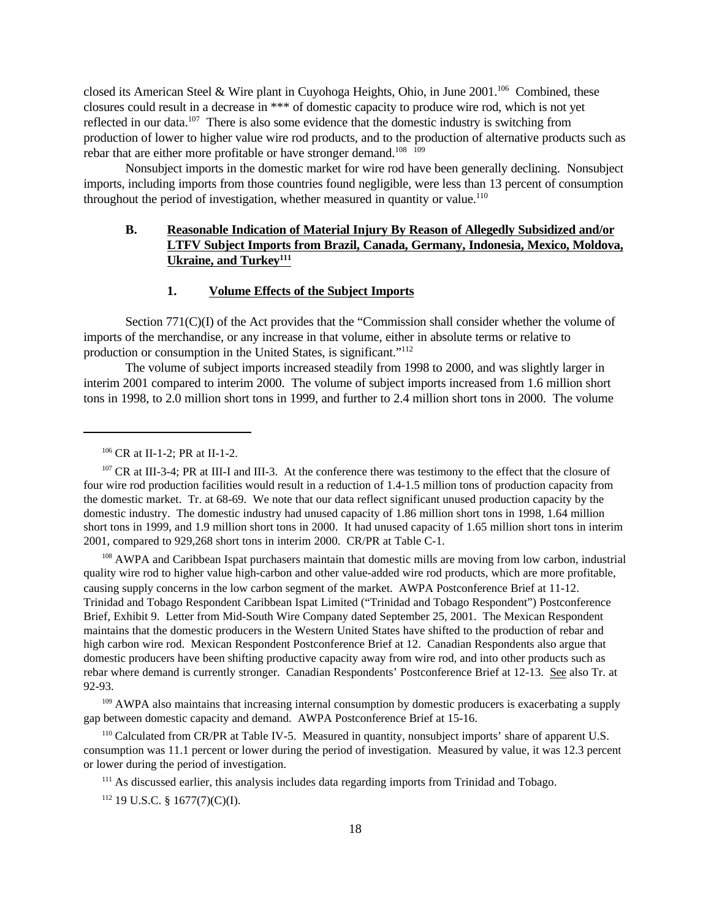closed its American Steel & Wire plant in Cuyohoga Heights, Ohio, in June 2001.[106] Combined, these closures could result in a decrease in *** of domestic capacity to produce wire rod, which is not yet reflected in our data.[107] There is also some evidence that the domestic industry is switching from production of lower to higher value wire rod products, and to the production of alternative products such as rebar that are either more profitable or have stronger demand.[108] [109]

Nonsubject imports in the domestic market for wire rod have been generally declining. Nonsubject imports, including imports from those countries found negligible, were less than 13 percent of consumption throughout the period of investigation, whether measured in quantity or value.[110]

### B. Reasonable Indication of Material Injury By Reason of Allegedly Subsidized and/or LTFV Subject Imports from Brazil, Canada, Germany, Indonesia, Mexico, Moldova, Ukraine, and Turkey[111]

#### 1. Volume Effects of the Subject Imports

Section 771(C)(I) of the Act provides that the "Commission shall consider whether the volume of imports of the merchandise, or any increase in that volume, either in absolute terms or relative to production or consumption in the United States, is significant."[112]

The volume of subject imports increased steadily from 1998 to 2000, and was slightly larger in interim 2001 compared to interim 2000. The volume of subject imports increased from 1.6 million short tons in 1998, to 2.0 million short tons in 1999, and further to 2.4 million short tons in 2000. The volume

---

[106] CR at II-1-2; PR at II-1-2.

[107] CR at III-3-4; PR at III-I and III-3. At the conference there was testimony to the effect that the closure of four wire rod production facilities would result in a reduction of 1.4-1.5 million tons of production capacity from the domestic market. Tr. at 68-69. We note that our data reflect significant unused production capacity by the domestic industry. The domestic industry had unused capacity of 1.86 million short tons in 1998, 1.64 million short tons in 1999, and 1.9 million short tons in 2000. It had unused capacity of 1.65 million short tons in interim 2001, compared to 929,268 short tons in interim 2000. CR/PR at Table C-1.

[108] AWPA and Caribbean Ispat purchasers maintain that domestic mills are moving from low carbon, industrial quality wire rod to higher value high-carbon and other value-added wire rod products, which are more profitable, causing supply concerns in the low carbon segment of the market. AWPA Postconference Brief at 11-12. Trinidad and Tobago Respondent Caribbean Ispat Limited ("Trinidad and Tobago Respondent") Postconference Brief, Exhibit 9. Letter from Mid-South Wire Company dated September 25, 2001. The Mexican Respondent maintains that the domestic producers in the Western United States have shifted to the production of rebar and high carbon wire rod. Mexican Respondent Postconference Brief at 12. Canadian Respondents also argue that domestic producers have been shifting productive capacity away from wire rod, and into other products such as rebar where demand is currently stronger. Canadian Respondents' Postconference Brief at 12-13. See also Tr. at 92-93.

[109] AWPA also maintains that increasing internal consumption by domestic producers is exacerbating a supply gap between domestic capacity and demand. AWPA Postconference Brief at 15-16.

[110] Calculated from CR/PR at Table IV-5. Measured in quantity, nonsubject imports' share of apparent U.S. consumption was 11.1 percent or lower during the period of investigation. Measured by value, it was 12.3 percent or lower during the period of investigation.

[111] As discussed earlier, this analysis includes data regarding imports from Trinidad and Tobago.

[112] 19 U.S.C. § 1677(7)(C)(I).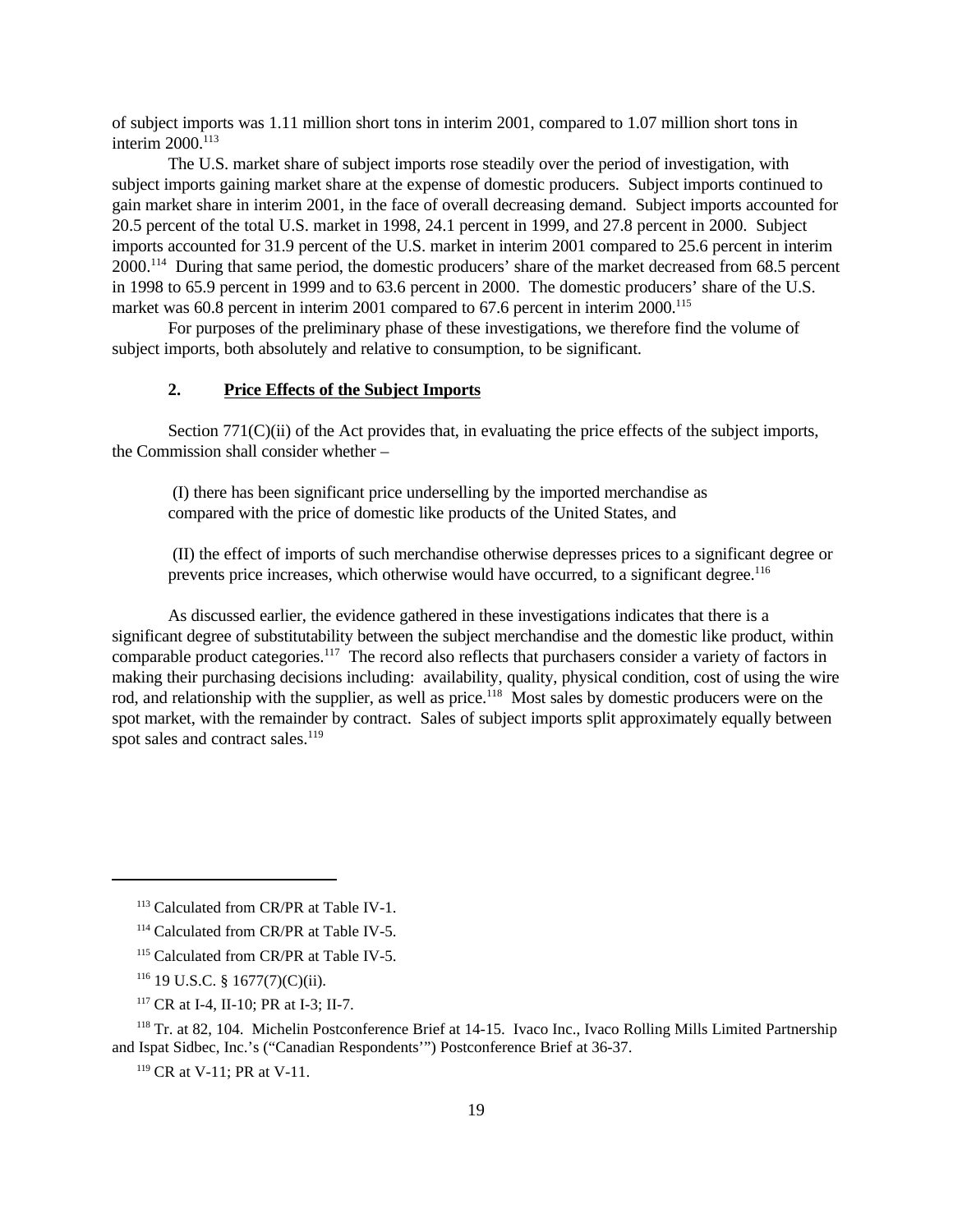of subject imports was 1.11 million short tons in interim 2001, compared to 1.07 million short tons in interim 2000.[113]

The U.S. market share of subject imports rose steadily over the period of investigation, with subject imports gaining market share at the expense of domestic producers. Subject imports continued to gain market share in interim 2001, in the face of overall decreasing demand. Subject imports accounted for 20.5 percent of the total U.S. market in 1998, 24.1 percent in 1999, and 27.8 percent in 2000. Subject imports accounted for 31.9 percent of the U.S. market in interim 2001 compared to 25.6 percent in interim 2000.[114] During that same period, the domestic producers' share of the market decreased from 68.5 percent in 1998 to 65.9 percent in 1999 and to 63.6 percent in 2000. The domestic producers' share of the U.S. market was 60.8 percent in interim 2001 compared to 67.6 percent in interim 2000.[115]

For purposes of the preliminary phase of these investigations, we therefore find the volume of subject imports, both absolutely and relative to consumption, to be significant.

### 2. Price Effects of the Subject Imports

Section 771(C)(ii) of the Act provides that, in evaluating the price effects of the subject imports, the Commission shall consider whether –

> (I) there has been significant price underselling by the imported merchandise as compared with the price of domestic like products of the United States, and
>
> (II) the effect of imports of such merchandise otherwise depresses prices to a significant degree or prevents price increases, which otherwise would have occurred, to a significant degree.[116]

As discussed earlier, the evidence gathered in these investigations indicates that there is a significant degree of substitutability between the subject merchandise and the domestic like product, within comparable product categories.[117] The record also reflects that purchasers consider a variety of factors in making their purchasing decisions including: availability, quality, physical condition, cost of using the wire rod, and relationship with the supplier, as well as price.[118] Most sales by domestic producers were on the spot market, with the remainder by contract. Sales of subject imports split approximately equally between spot sales and contract sales.[119]

---

[113] Calculated from CR/PR at Table IV-1.

[114] Calculated from CR/PR at Table IV-5.

[115] Calculated from CR/PR at Table IV-5.

[116] 19 U.S.C. § 1677(7)(C)(ii).

[117] CR at I-4, II-10; PR at I-3; II-7.

[118] Tr. at 82, 104. Michelin Postconference Brief at 14-15. Ivaco Inc., Ivaco Rolling Mills Limited Partnership and Ispat Sidbec, Inc.'s ("Canadian Respondents'") Postconference Brief at 36-37.

[119] CR at V-11; PR at V-11.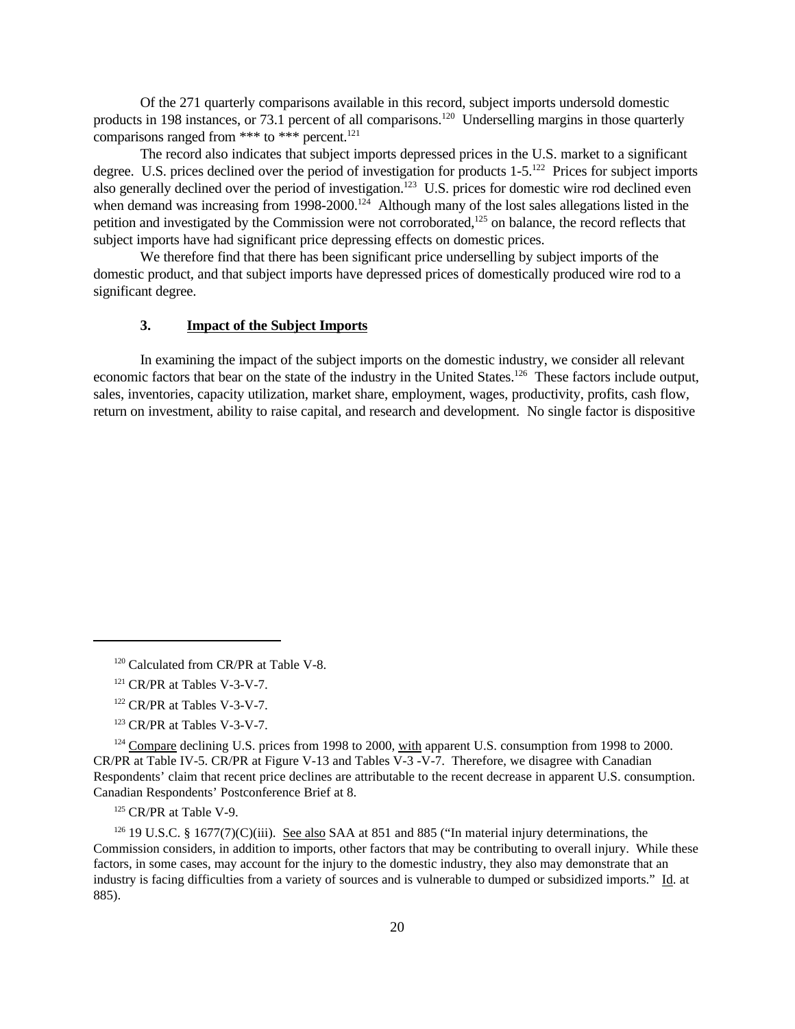Of the 271 quarterly comparisons available in this record, subject imports undersold domestic products in 198 instances, or 73.1 percent of all comparisons.[120] Underselling margins in those quarterly comparisons ranged from *** to *** percent.[121]

The record also indicates that subject imports depressed prices in the U.S. market to a significant degree. U.S. prices declined over the period of investigation for products 1-5.[122] Prices for subject imports also generally declined over the period of investigation.[123] U.S. prices for domestic wire rod declined even when demand was increasing from 1998-2000.[124] Although many of the lost sales allegations listed in the petition and investigated by the Commission were not corroborated,[125] on balance, the record reflects that subject imports have had significant price depressing effects on domestic prices.

We therefore find that there has been significant price underselling by subject imports of the domestic product, and that subject imports have depressed prices of domestically produced wire rod to a significant degree.

### 3. Impact of the Subject Imports

In examining the impact of the subject imports on the domestic industry, we consider all relevant economic factors that bear on the state of the industry in the United States.[126] These factors include output, sales, inventories, capacity utilization, market share, employment, wages, productivity, profits, cash flow, return on investment, ability to raise capital, and research and development. No single factor is dispositive

---

[120] Calculated from CR/PR at Table V-8.

[121] CR/PR at Tables V-3-V-7.

[122] CR/PR at Tables V-3-V-7.

[123] CR/PR at Tables V-3-V-7.

[124] Compare declining U.S. prices from 1998 to 2000, with apparent U.S. consumption from 1998 to 2000. CR/PR at Table IV-5. CR/PR at Figure V-13 and Tables V-3 -V-7. Therefore, we disagree with Canadian Respondents' claim that recent price declines are attributable to the recent decrease in apparent U.S. consumption. Canadian Respondents' Postconference Brief at 8.

[125] CR/PR at Table V-9.

[126] 19 U.S.C. § 1677(7)(C)(iii). See also SAA at 851 and 885 ("In material injury determinations, the Commission considers, in addition to imports, other factors that may be contributing to overall injury. While these factors, in some cases, may account for the injury to the domestic industry, they also may demonstrate that an industry is facing difficulties from a variety of sources and is vulnerable to dumped or subsidized imports." Id. at 885).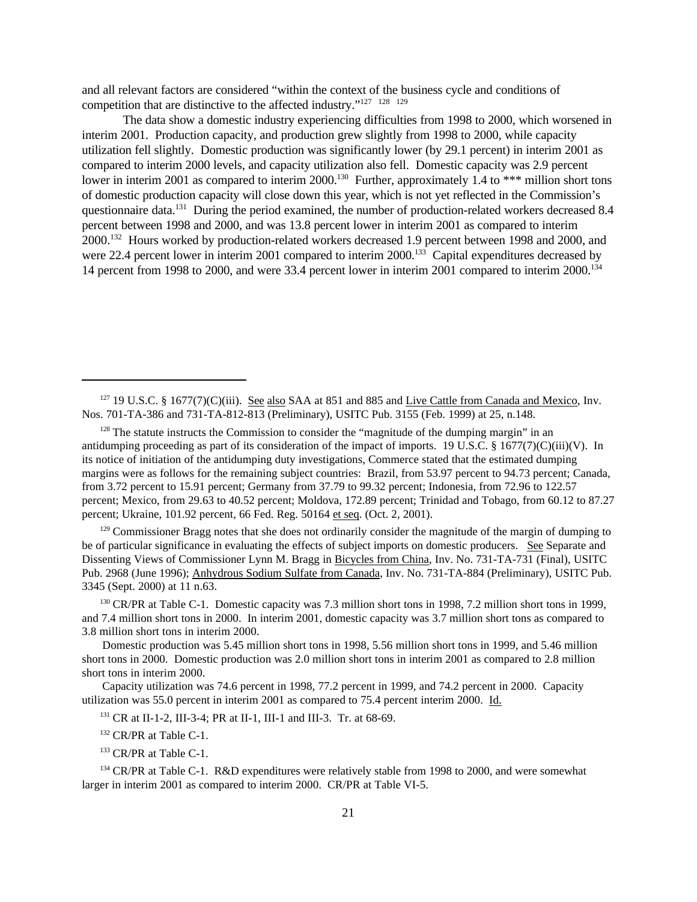and all relevant factors are considered "within the context of the business cycle and conditions of competition that are distinctive to the affected industry."[127] [128] [129]

The data show a domestic industry experiencing difficulties from 1998 to 2000, which worsened in interim 2001. Production capacity, and production grew slightly from 1998 to 2000, while capacity utilization fell slightly. Domestic production was significantly lower (by 29.1 percent) in interim 2001 as compared to interim 2000 levels, and capacity utilization also fell. Domestic capacity was 2.9 percent lower in interim 2001 as compared to interim 2000.[130] Further, approximately 1.4 to *** million short tons of domestic production capacity will close down this year, which is not yet reflected in the Commission's questionnaire data.[131] During the period examined, the number of production-related workers decreased 8.4 percent between 1998 and 2000, and was 13.8 percent lower in interim 2001 as compared to interim 2000.[132] Hours worked by production-related workers decreased 1.9 percent between 1998 and 2000, and were 22.4 percent lower in interim 2001 compared to interim 2000.[133] Capital expenditures decreased by 14 percent from 1998 to 2000, and were 33.4 percent lower in interim 2001 compared to interim 2000.[134]

---

[127] 19 U.S.C. § 1677(7)(C)(iii). See also SAA at 851 and 885 and Live Cattle from Canada and Mexico, Inv. Nos. 701-TA-386 and 731-TA-812-813 (Preliminary), USITC Pub. 3155 (Feb. 1999) at 25, n.148.

[128] The statute instructs the Commission to consider the "magnitude of the dumping margin" in an antidumping proceeding as part of its consideration of the impact of imports. 19 U.S.C. § 1677(7)(C)(iii)(V). In its notice of initiation of the antidumping duty investigations, Commerce stated that the estimated dumping margins were as follows for the remaining subject countries: Brazil, from 53.97 percent to 94.73 percent; Canada, from 3.72 percent to 15.91 percent; Germany from 37.79 to 99.32 percent; Indonesia, from 72.96 to 122.57 percent; Mexico, from 29.63 to 40.52 percent; Moldova, 172.89 percent; Trinidad and Tobago, from 60.12 to 87.27 percent; Ukraine, 101.92 percent, 66 Fed. Reg. 50164 et seq. (Oct. 2, 2001).

[129] Commissioner Bragg notes that she does not ordinarily consider the magnitude of the margin of dumping to be of particular significance in evaluating the effects of subject imports on domestic producers. See Separate and Dissenting Views of Commissioner Lynn M. Bragg in Bicycles from China, Inv. No. 731-TA-731 (Final), USITC Pub. 2968 (June 1996); Anhydrous Sodium Sulfate from Canada, Inv. No. 731-TA-884 (Preliminary), USITC Pub. 3345 (Sept. 2000) at 11 n.63.

[130] CR/PR at Table C-1. Domestic capacity was 7.3 million short tons in 1998, 7.2 million short tons in 1999, and 7.4 million short tons in 2000. In interim 2001, domestic capacity was 3.7 million short tons as compared to 3.8 million short tons in interim 2000.

Domestic production was 5.45 million short tons in 1998, 5.56 million short tons in 1999, and 5.46 million short tons in 2000. Domestic production was 2.0 million short tons in interim 2001 as compared to 2.8 million short tons in interim 2000.

Capacity utilization was 74.6 percent in 1998, 77.2 percent in 1999, and 74.2 percent in 2000. Capacity utilization was 55.0 percent in interim 2001 as compared to 75.4 percent interim 2000. Id.

[131] CR at II-1-2, III-3-4; PR at II-1, III-1 and III-3. Tr. at 68-69.

[132] CR/PR at Table C-1.

[133] CR/PR at Table C-1.

[134] CR/PR at Table C-1. R&D expenditures were relatively stable from 1998 to 2000, and were somewhat larger in interim 2001 as compared to interim 2000. CR/PR at Table VI-5.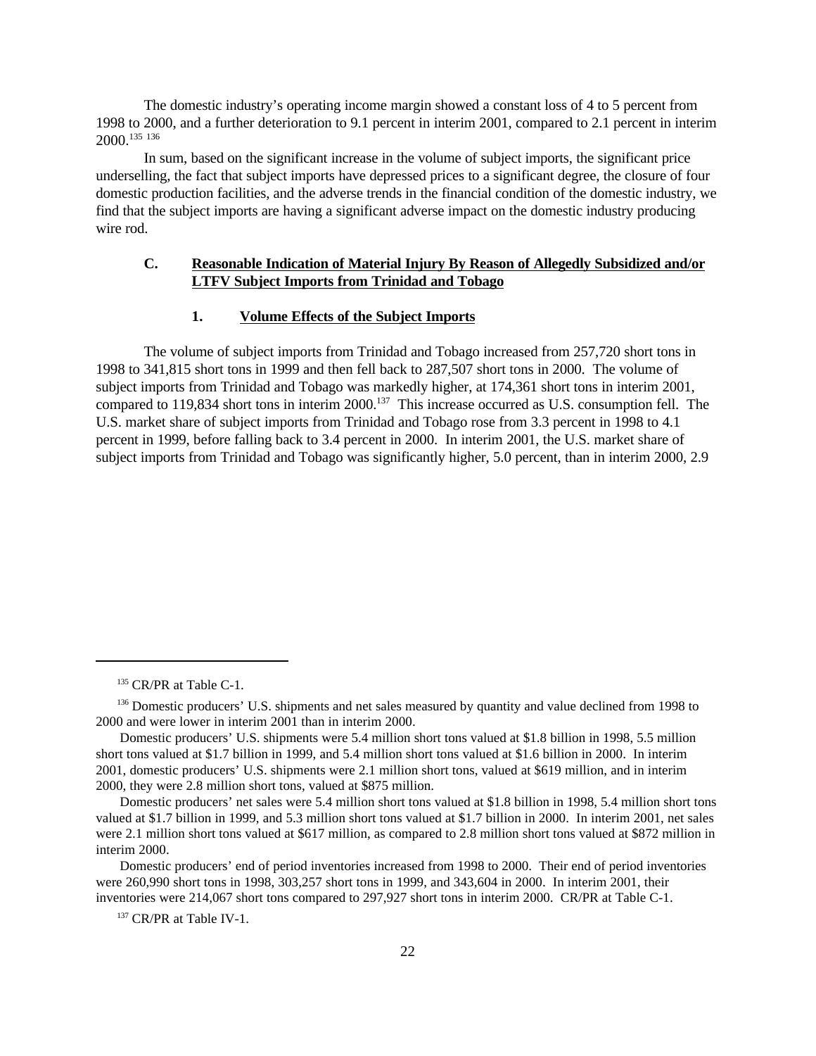The domestic industry's operating income margin showed a constant loss of 4 to 5 percent from 1998 to 2000, and a further deterioration to 9.1 percent in interim 2001, compared to 2.1 percent in interim 2000.[135] [136]

In sum, based on the significant increase in the volume of subject imports, the significant price underselling, the fact that subject imports have depressed prices to a significant degree, the closure of four domestic production facilities, and the adverse trends in the financial condition of the domestic industry, we find that the subject imports are having a significant adverse impact on the domestic industry producing wire rod.

### C. Reasonable Indication of Material Injury By Reason of Allegedly Subsidized and/or LTFV Subject Imports from Trinidad and Tobago

#### 1. Volume Effects of the Subject Imports

The volume of subject imports from Trinidad and Tobago increased from 257,720 short tons in 1998 to 341,815 short tons in 1999 and then fell back to 287,507 short tons in 2000. The volume of subject imports from Trinidad and Tobago was markedly higher, at 174,361 short tons in interim 2001, compared to 119,834 short tons in interim 2000.[137] This increase occurred as U.S. consumption fell. The U.S. market share of subject imports from Trinidad and Tobago rose from 3.3 percent in 1998 to 4.1 percent in 1999, before falling back to 3.4 percent in 2000. In interim 2001, the U.S. market share of subject imports from Trinidad and Tobago was significantly higher, 5.0 percent, than in interim 2000, 2.9

---

[135] CR/PR at Table C-1.

[136] Domestic producers' U.S. shipments and net sales measured by quantity and value declined from 1998 to 2000 and were lower in interim 2001 than in interim 2000.

Domestic producers' U.S. shipments were 5.4 million short tons valued at $1.8 billion in 1998, 5.5 million short tons valued at $1.7 billion in 1999, and 5.4 million short tons valued at $1.6 billion in 2000. In interim 2001, domestic producers' U.S. shipments were 2.1 million short tons, valued at $619 million, and in interim 2000, they were 2.8 million short tons, valued at $875 million.

Domestic producers' net sales were 5.4 million short tons valued at $1.8 billion in 1998, 5.4 million short tons valued at $1.7 billion in 1999, and 5.3 million short tons valued at $1.7 billion in 2000. In interim 2001, net sales were 2.1 million short tons valued at $617 million, as compared to 2.8 million short tons valued at $872 million in interim 2000.

Domestic producers' end of period inventories increased from 1998 to 2000. Their end of period inventories were 260,990 short tons in 1998, 303,257 short tons in 1999, and 343,604 in 2000. In interim 2001, their inventories were 214,067 short tons compared to 297,927 short tons in interim 2000. CR/PR at Table C-1.

[137] CR/PR at Table IV-1.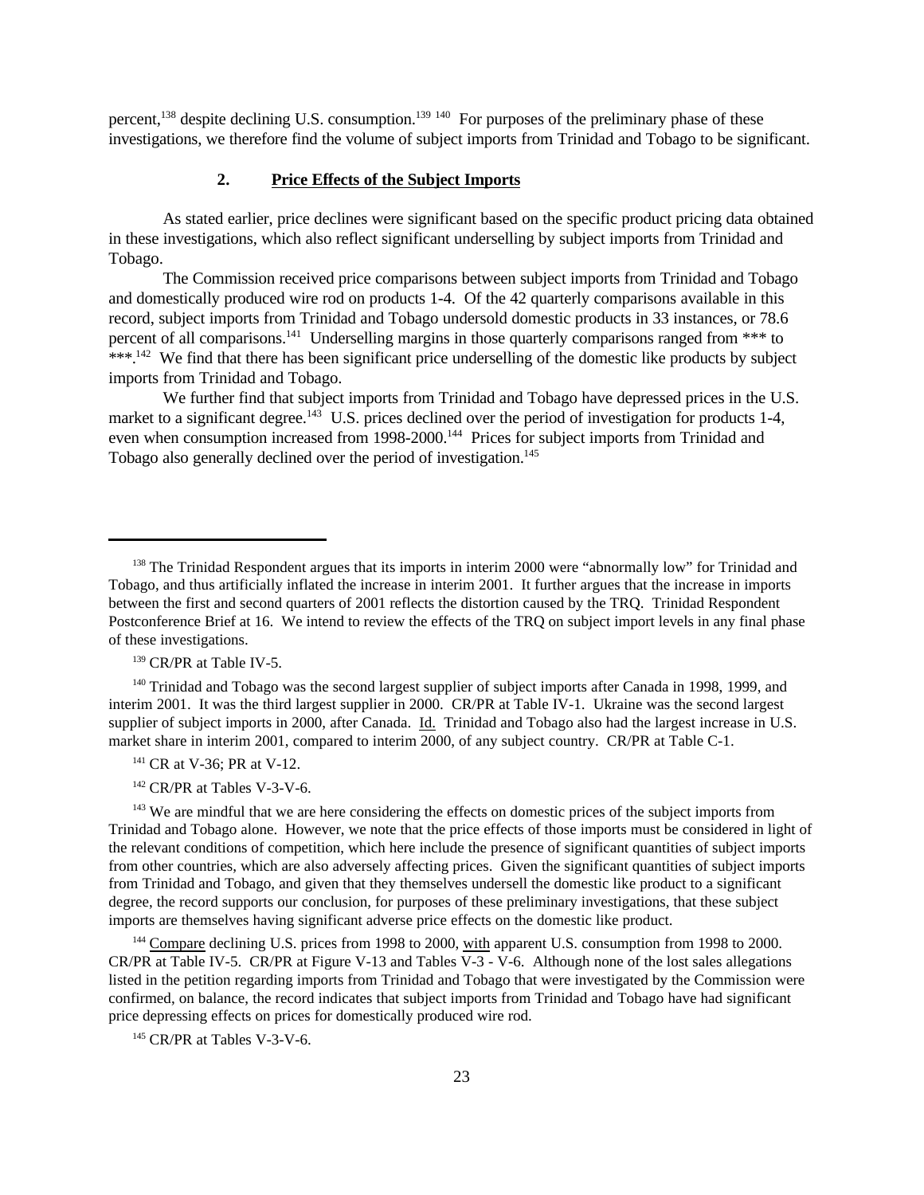percent,[138] despite declining U.S. consumption.[139] [140] For purposes of the preliminary phase of these investigations, we therefore find the volume of subject imports from Trinidad and Tobago to be significant.

### 2. Price Effects of the Subject Imports

As stated earlier, price declines were significant based on the specific product pricing data obtained in these investigations, which also reflect significant underselling by subject imports from Trinidad and Tobago.

The Commission received price comparisons between subject imports from Trinidad and Tobago and domestically produced wire rod on products 1-4. Of the 42 quarterly comparisons available in this record, subject imports from Trinidad and Tobago undersold domestic products in 33 instances, or 78.6 percent of all comparisons.[141] Underselling margins in those quarterly comparisons ranged from *** to ***.[142] We find that there has been significant price underselling of the domestic like products by subject imports from Trinidad and Tobago.

We further find that subject imports from Trinidad and Tobago have depressed prices in the U.S. market to a significant degree.[143] U.S. prices declined over the period of investigation for products 1-4, even when consumption increased from 1998-2000.[144] Prices for subject imports from Trinidad and Tobago also generally declined over the period of investigation.[145]

---

[138] The Trinidad Respondent argues that its imports in interim 2000 were "abnormally low" for Trinidad and Tobago, and thus artificially inflated the increase in interim 2001. It further argues that the increase in imports between the first and second quarters of 2001 reflects the distortion caused by the TRQ. Trinidad Respondent Postconference Brief at 16. We intend to review the effects of the TRQ on subject import levels in any final phase of these investigations.

[139] CR/PR at Table IV-5.

[140] Trinidad and Tobago was the second largest supplier of subject imports after Canada in 1998, 1999, and interim 2001. It was the third largest supplier in 2000. CR/PR at Table IV-1. Ukraine was the second largest supplier of subject imports in 2000, after Canada. Id. Trinidad and Tobago also had the largest increase in U.S. market share in interim 2001, compared to interim 2000, of any subject country. CR/PR at Table C-1.

[141] CR at V-36; PR at V-12.

[142] CR/PR at Tables V-3-V-6.

[143] We are mindful that we are here considering the effects on domestic prices of the subject imports from Trinidad and Tobago alone. However, we note that the price effects of those imports must be considered in light of the relevant conditions of competition, which here include the presence of significant quantities of subject imports from other countries, which are also adversely affecting prices. Given the significant quantities of subject imports from Trinidad and Tobago, and given that they themselves undersell the domestic like product to a significant degree, the record supports our conclusion, for purposes of these preliminary investigations, that these subject imports are themselves having significant adverse price effects on the domestic like product.

[144] Compare declining U.S. prices from 1998 to 2000, with apparent U.S. consumption from 1998 to 2000. CR/PR at Table IV-5. CR/PR at Figure V-13 and Tables V-3 - V-6. Although none of the lost sales allegations listed in the petition regarding imports from Trinidad and Tobago that were investigated by the Commission were confirmed, on balance, the record indicates that subject imports from Trinidad and Tobago have had significant price depressing effects on prices for domestically produced wire rod.

[145] CR/PR at Tables V-3-V-6.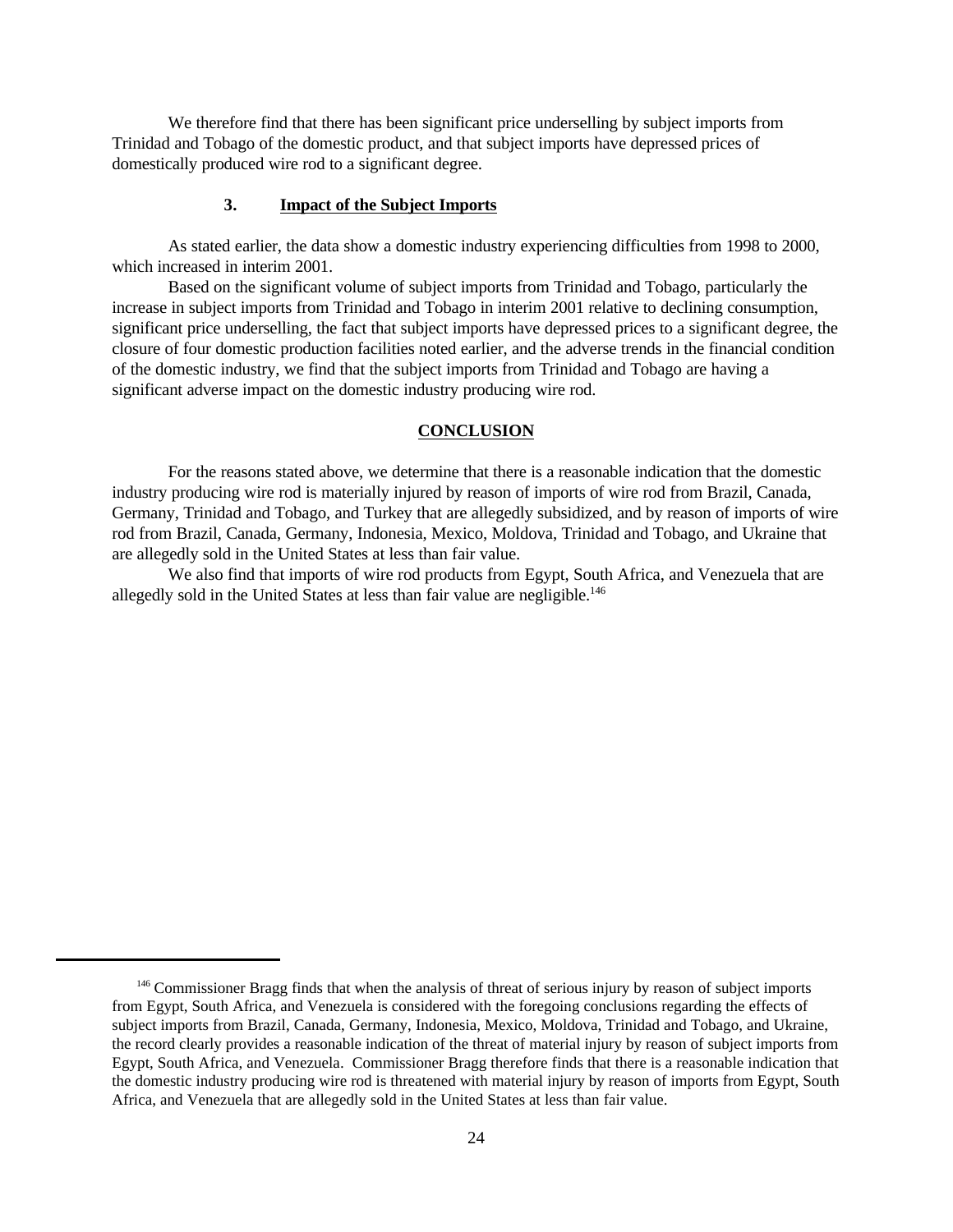We therefore find that there has been significant price underselling by subject imports from Trinidad and Tobago of the domestic product, and that subject imports have depressed prices of domestically produced wire rod to a significant degree.

### 3. Impact of the Subject Imports

As stated earlier, the data show a domestic industry experiencing difficulties from 1998 to 2000, which increased in interim 2001.

Based on the significant volume of subject imports from Trinidad and Tobago, particularly the increase in subject imports from Trinidad and Tobago in interim 2001 relative to declining consumption, significant price underselling, the fact that subject imports have depressed prices to a significant degree, the closure of four domestic production facilities noted earlier, and the adverse trends in the financial condition of the domestic industry, we find that the subject imports from Trinidad and Tobago are having a significant adverse impact on the domestic industry producing wire rod.

## CONCLUSION

For the reasons stated above, we determine that there is a reasonable indication that the domestic industry producing wire rod is materially injured by reason of imports of wire rod from Brazil, Canada, Germany, Trinidad and Tobago, and Turkey that are allegedly subsidized, and by reason of imports of wire rod from Brazil, Canada, Germany, Indonesia, Mexico, Moldova, Trinidad and Tobago, and Ukraine that are allegedly sold in the United States at less than fair value.

We also find that imports of wire rod products from Egypt, South Africa, and Venezuela that are allegedly sold in the United States at less than fair value are negligible.[146]

---

[146] Commissioner Bragg finds that when the analysis of threat of serious injury by reason of subject imports from Egypt, South Africa, and Venezuela is considered with the foregoing conclusions regarding the effects of subject imports from Brazil, Canada, Germany, Indonesia, Mexico, Moldova, Trinidad and Tobago, and Ukraine, the record clearly provides a reasonable indication of the threat of material injury by reason of subject imports from Egypt, South Africa, and Venezuela. Commissioner Bragg therefore finds that there is a reasonable indication that the domestic industry producing wire rod is threatened with material injury by reason of imports from Egypt, South Africa, and Venezuela that are allegedly sold in the United States at less than fair value.